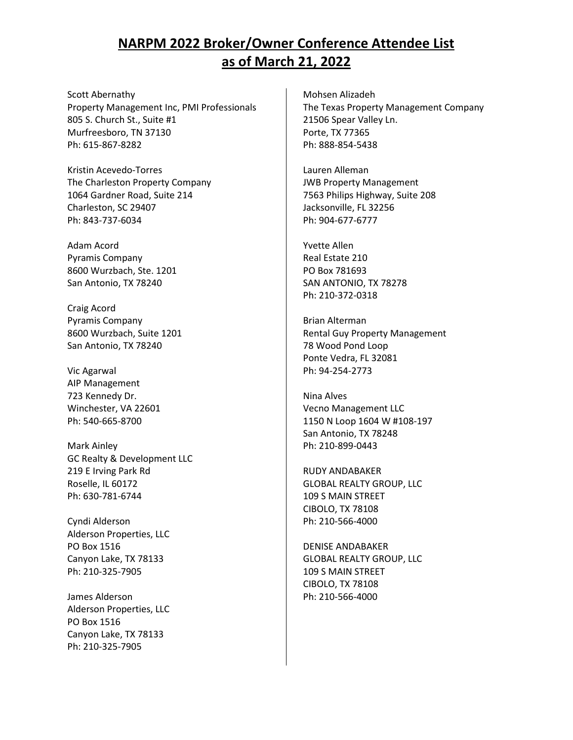# NARPM 2022 Broker/Owner Conference Attendee List as of March 21, 2022

Scott Abernathy
Property Management Inc, PMI Professionals
805 S. Church St., Suite #1
Murfreesboro, TN 37130
Ph: 615-867-8282

Kristin Acevedo-Torres
The Charleston Property Company
1064 Gardner Road, Suite 214
Charleston, SC 29407
Ph: 843-737-6034

Adam Acord
Pyramis Company
8600 Wurzbach, Ste. 1201
San Antonio, TX 78240

Craig Acord
Pyramis Company
8600 Wurzbach, Suite 1201
San Antonio, TX 78240

Vic Agarwal
AIP Management
723 Kennedy Dr.
Winchester, VA 22601
Ph: 540-665-8700

Mark Ainley
GC Realty & Development LLC
219 E Irving Park Rd
Roselle, IL 60172
Ph: 630-781-6744

Cyndi Alderson
Alderson Properties, LLC
PO Box 1516
Canyon Lake, TX 78133
Ph: 210-325-7905

James Alderson
Alderson Properties, LLC
PO Box 1516
Canyon Lake, TX 78133
Ph: 210-325-7905

Mohsen Alizadeh
The Texas Property Management Company
21506 Spear Valley Ln.
Porte, TX 77365
Ph: 888-854-5438

Lauren Alleman
JWB Property Management
7563 Philips Highway, Suite 208
Jacksonville, FL 32256
Ph: 904-677-6777

Yvette Allen
Real Estate 210
PO Box 781693
SAN ANTONIO, TX 78278
Ph: 210-372-0318

Brian Alterman
Rental Guy Property Management
78 Wood Pond Loop
Ponte Vedra, FL 32081
Ph: 94-254-2773

Nina Alves
Vecno Management LLC
1150 N Loop 1604 W #108-197
San Antonio, TX 78248
Ph: 210-899-0443

RUDY ANDABAKER
GLOBAL REALTY GROUP, LLC
109 S MAIN STREET
CIBOLO, TX 78108
Ph: 210-566-4000

DENISE ANDABAKER
GLOBAL REALTY GROUP, LLC
109 S MAIN STREET
CIBOLO, TX 78108
Ph: 210-566-4000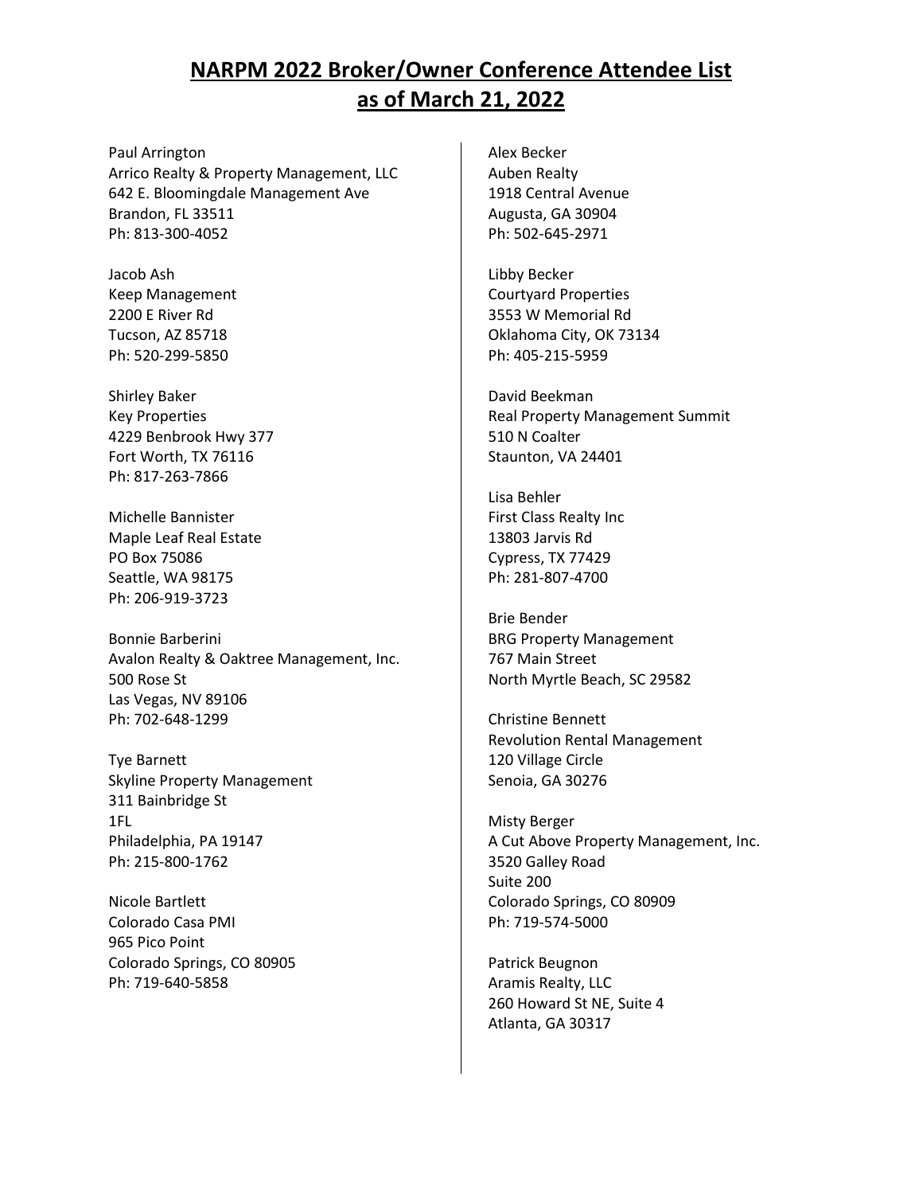# NARPM 2022 Broker/Owner Conference Attendee List as of March 21, 2022

Paul Arrington
Arrico Realty & Property Management, LLC
642 E. Bloomingdale Management Ave
Brandon, FL 33511
Ph: 813-300-4052

Jacob Ash
Keep Management
2200 E River Rd
Tucson, AZ 85718
Ph: 520-299-5850

Shirley Baker
Key Properties
4229 Benbrook Hwy 377
Fort Worth, TX 76116
Ph: 817-263-7866

Michelle Bannister
Maple Leaf Real Estate
PO Box 75086
Seattle, WA 98175
Ph: 206-919-3723

Bonnie Barberini
Avalon Realty & Oaktree Management, Inc.
500 Rose St
Las Vegas, NV 89106
Ph: 702-648-1299

Tye Barnett
Skyline Property Management
311 Bainbridge St
1FL
Philadelphia, PA 19147
Ph: 215-800-1762

Nicole Bartlett
Colorado Casa PMI
965 Pico Point
Colorado Springs, CO 80905
Ph: 719-640-5858

Alex Becker
Auben Realty
1918 Central Avenue
Augusta, GA 30904
Ph: 502-645-2971

Libby Becker
Courtyard Properties
3553 W Memorial Rd
Oklahoma City, OK 73134
Ph: 405-215-5959

David Beekman
Real Property Management Summit
510 N Coalter
Staunton, VA 24401

Lisa Behler
First Class Realty Inc
13803 Jarvis Rd
Cypress, TX 77429
Ph: 281-807-4700

Brie Bender
BRG Property Management
767 Main Street
North Myrtle Beach, SC 29582

Christine Bennett
Revolution Rental Management
120 Village Circle
Senoia, GA 30276

Misty Berger
A Cut Above Property Management, Inc.
3520 Galley Road
Suite 200
Colorado Springs, CO 80909
Ph: 719-574-5000

Patrick Beugnon
Aramis Realty, LLC
260 Howard St NE, Suite 4
Atlanta, GA 30317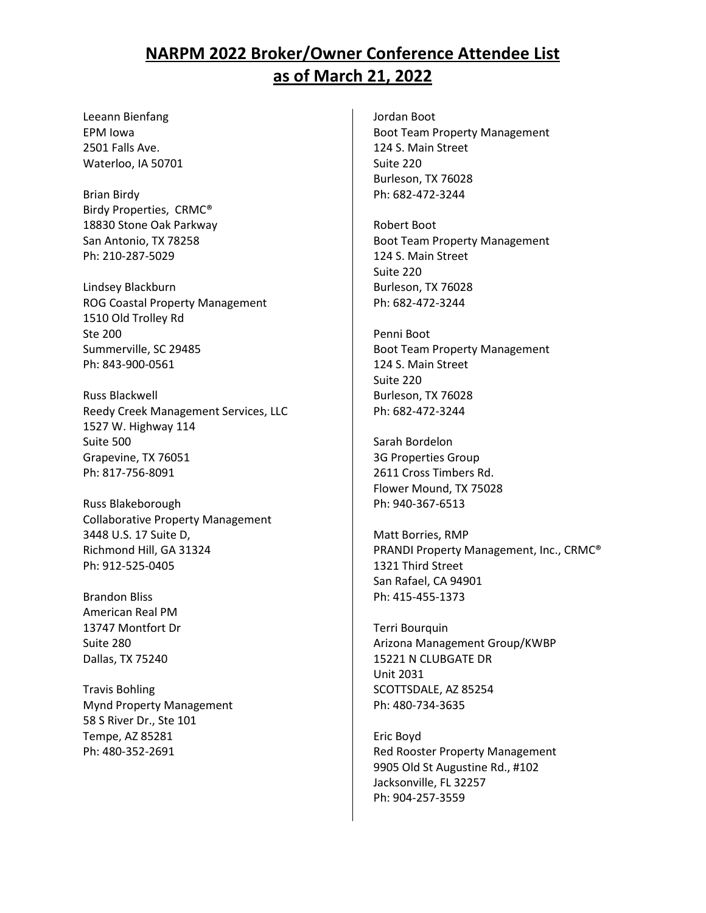# NARPM 2022 Broker/Owner Conference Attendee List as of March 21, 2022

Leeann Bienfang
EPM Iowa
2501 Falls Ave.
Waterloo, IA 50701

Brian Birdy
Birdy Properties, CRMC®
18830 Stone Oak Parkway
San Antonio, TX 78258
Ph: 210-287-5029

Lindsey Blackburn
ROG Coastal Property Management
1510 Old Trolley Rd
Ste 200
Summerville, SC 29485
Ph: 843-900-0561

Russ Blackwell
Reedy Creek Management Services, LLC
1527 W. Highway 114
Suite 500
Grapevine, TX 76051
Ph: 817-756-8091

Russ Blakeborough
Collaborative Property Management
3448 U.S. 17 Suite D,
Richmond Hill, GA 31324
Ph: 912-525-0405

Brandon Bliss
American Real PM
13747 Montfort Dr
Suite 280
Dallas, TX 75240

Travis Bohling
Mynd Property Management
58 S River Dr., Ste 101
Tempe, AZ 85281
Ph: 480-352-2691

Jordan Boot
Boot Team Property Management
124 S. Main Street
Suite 220
Burleson, TX 76028
Ph: 682-472-3244

Robert Boot
Boot Team Property Management
124 S. Main Street
Suite 220
Burleson, TX 76028
Ph: 682-472-3244

Penni Boot
Boot Team Property Management
124 S. Main Street
Suite 220
Burleson, TX 76028
Ph: 682-472-3244

Sarah Bordelon
3G Properties Group
2611 Cross Timbers Rd.
Flower Mound, TX 75028
Ph: 940-367-6513

Matt Borries, RMP
PRANDI Property Management, Inc., CRMC®
1321 Third Street
San Rafael, CA 94901
Ph: 415-455-1373

Terri Bourquin
Arizona Management Group/KWBP
15221 N CLUBGATE DR
Unit 2031
SCOTTSDALE, AZ 85254
Ph: 480-734-3635

Eric Boyd
Red Rooster Property Management
9905 Old St Augustine Rd., #102
Jacksonville, FL 32257
Ph: 904-257-3559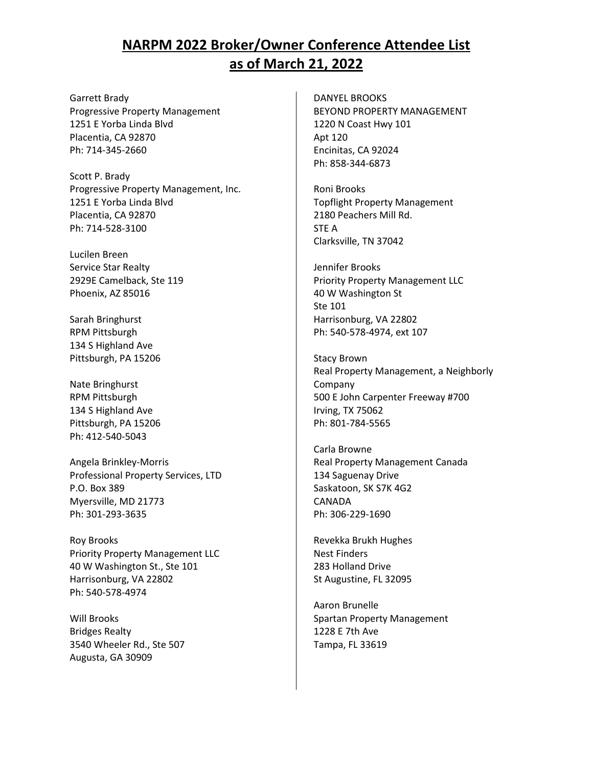# NARPM 2022 Broker/Owner Conference Attendee List as of March 21, 2022

Garrett Brady
Progressive Property Management
1251 E Yorba Linda Blvd
Placentia, CA 92870
Ph: 714-345-2660

Scott P. Brady
Progressive Property Management, Inc.
1251 E Yorba Linda Blvd
Placentia, CA 92870
Ph: 714-528-3100

Lucilen Breen
Service Star Realty
2929E Camelback, Ste 119
Phoenix, AZ 85016

Sarah Bringhurst
RPM Pittsburgh
134 S Highland Ave
Pittsburgh, PA 15206

Nate Bringhurst
RPM Pittsburgh
134 S Highland Ave
Pittsburgh, PA 15206
Ph: 412-540-5043

Angela Brinkley-Morris
Professional Property Services, LTD
P.O. Box 389
Myersville, MD 21773
Ph: 301-293-3635

Roy Brooks
Priority Property Management LLC
40 W Washington St., Ste 101
Harrisonburg, VA 22802
Ph: 540-578-4974

Will Brooks
Bridges Realty
3540 Wheeler Rd., Ste 507
Augusta, GA 30909

DANYEL BROOKS
BEYOND PROPERTY MANAGEMENT
1220 N Coast Hwy 101
Apt 120
Encinitas, CA 92024
Ph: 858-344-6873

Roni Brooks
Topflight Property Management
2180 Peachers Mill Rd.
STE A
Clarksville, TN 37042

Jennifer Brooks
Priority Property Management LLC
40 W Washington St
Ste 101
Harrisonburg, VA 22802
Ph: 540-578-4974, ext 107

Stacy Brown
Real Property Management, a Neighborly Company
500 E John Carpenter Freeway #700
Irving, TX 75062
Ph: 801-784-5565

Carla Browne
Real Property Management Canada
134 Saguenay Drive
Saskatoon, SK S7K 4G2
CANADA
Ph: 306-229-1690

Revekka Brukh Hughes
Nest Finders
283 Holland Drive
St Augustine, FL 32095

Aaron Brunelle
Spartan Property Management
1228 E 7th Ave
Tampa, FL 33619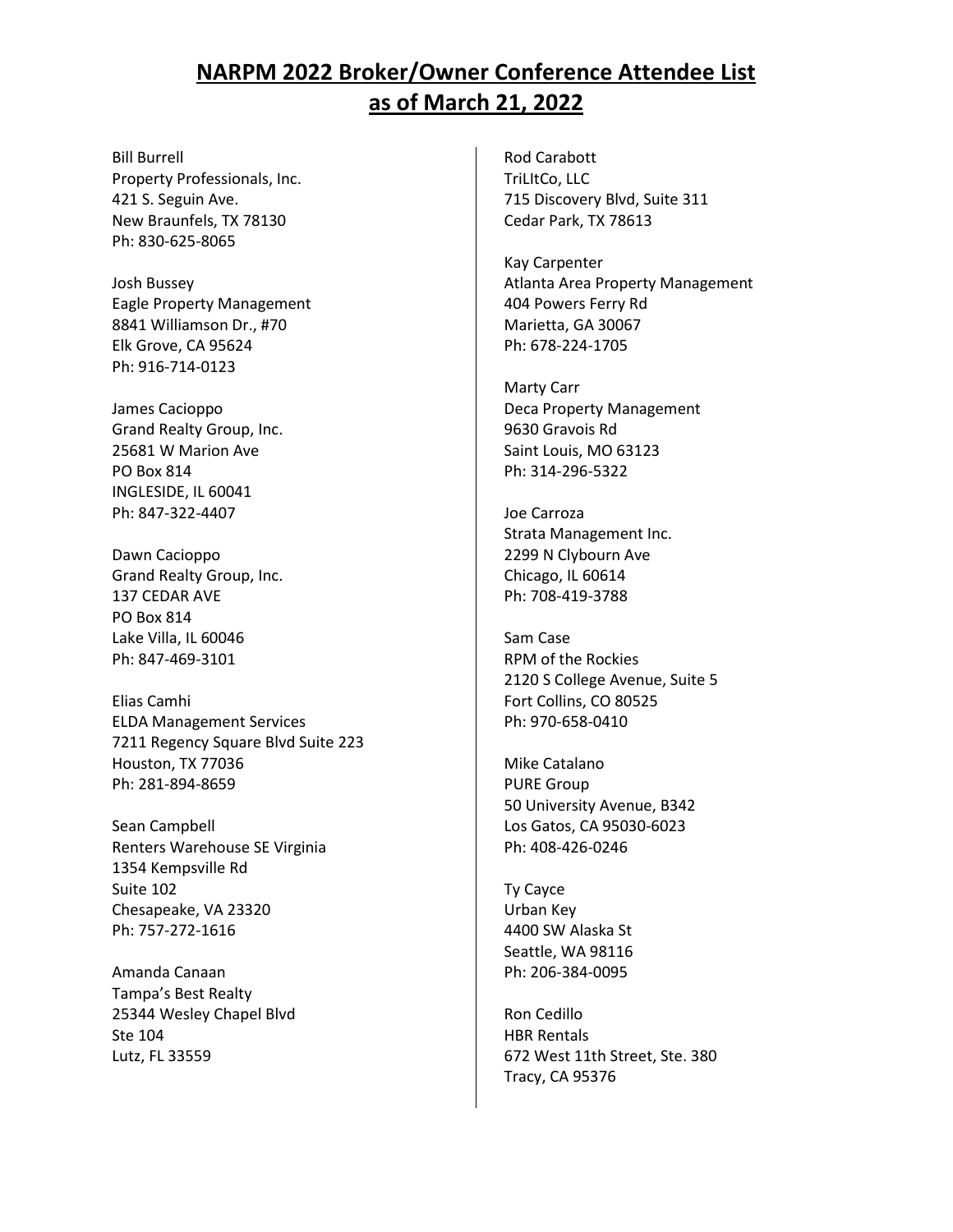# NARPM 2022 Broker/Owner Conference Attendee List as of March 21, 2022

Bill Burrell
Property Professionals, Inc.
421 S. Seguin Ave.
New Braunfels, TX 78130
Ph: 830-625-8065

Josh Bussey
Eagle Property Management
8841 Williamson Dr., #70
Elk Grove, CA 95624
Ph: 916-714-0123

James Cacioppo
Grand Realty Group, Inc.
25681 W Marion Ave
PO Box 814
INGLESIDE, IL 60041
Ph: 847-322-4407

Dawn Cacioppo
Grand Realty Group, Inc.
137 CEDAR AVE
PO Box 814
Lake Villa, IL 60046
Ph: 847-469-3101

Elias Camhi
ELDA Management Services
7211 Regency Square Blvd Suite 223
Houston, TX 77036
Ph: 281-894-8659

Sean Campbell
Renters Warehouse SE Virginia
1354 Kempsville Rd
Suite 102
Chesapeake, VA 23320
Ph: 757-272-1616

Amanda Canaan
Tampa's Best Realty
25344 Wesley Chapel Blvd
Ste 104
Lutz, FL 33559

Rod Carabott
TriLItCo, LLC
715 Discovery Blvd, Suite 311
Cedar Park, TX 78613

Kay Carpenter
Atlanta Area Property Management
404 Powers Ferry Rd
Marietta, GA 30067
Ph: 678-224-1705

Marty Carr
Deca Property Management
9630 Gravois Rd
Saint Louis, MO 63123
Ph: 314-296-5322

Joe Carroza
Strata Management Inc.
2299 N Clybourn Ave
Chicago, IL 60614
Ph: 708-419-3788

Sam Case
RPM of the Rockies
2120 S College Avenue, Suite 5
Fort Collins, CO 80525
Ph: 970-658-0410

Mike Catalano
PURE Group
50 University Avenue, B342
Los Gatos, CA 95030-6023
Ph: 408-426-0246

Ty Cayce
Urban Key
4400 SW Alaska St
Seattle, WA 98116
Ph: 206-384-0095

Ron Cedillo
HBR Rentals
672 West 11th Street, Ste. 380
Tracy, CA 95376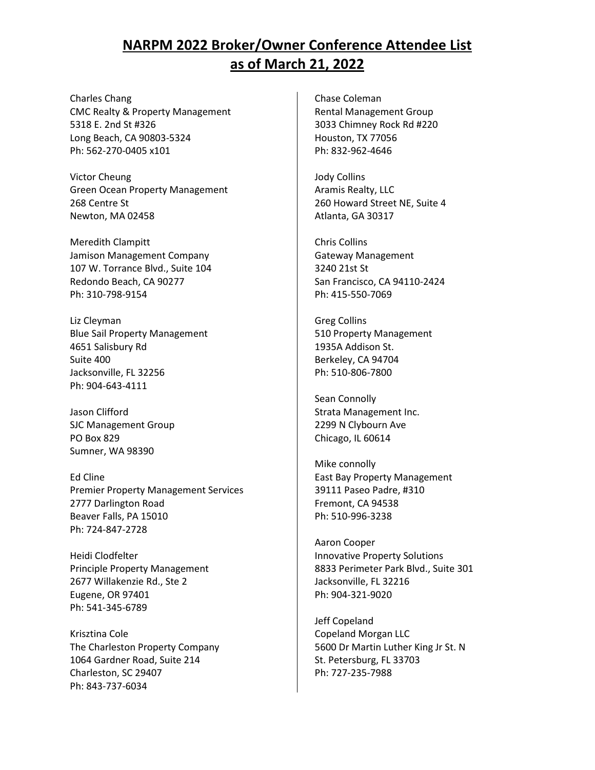# NARPM 2022 Broker/Owner Conference Attendee List as of March 21, 2022

Charles Chang
CMC Realty & Property Management
5318 E. 2nd St #326
Long Beach, CA 90803-5324
Ph: 562-270-0405 x101

Victor Cheung
Green Ocean Property Management
268 Centre St
Newton, MA 02458

Meredith Clampitt
Jamison Management Company
107 W. Torrance Blvd., Suite 104
Redondo Beach, CA 90277
Ph: 310-798-9154

Liz Cleyman
Blue Sail Property Management
4651 Salisbury Rd
Suite 400
Jacksonville, FL 32256
Ph: 904-643-4111

Jason Clifford
SJC Management Group
PO Box 829
Sumner, WA 98390

Ed Cline
Premier Property Management Services
2777 Darlington Road
Beaver Falls, PA 15010
Ph: 724-847-2728

Heidi Clodfelter
Principle Property Management
2677 Willakenzie Rd., Ste 2
Eugene, OR 97401
Ph: 541-345-6789

Krisztina Cole
The Charleston Property Company
1064 Gardner Road, Suite 214
Charleston, SC 29407
Ph: 843-737-6034

Chase Coleman
Rental Management Group
3033 Chimney Rock Rd #220
Houston, TX 77056
Ph: 832-962-4646

Jody Collins
Aramis Realty, LLC
260 Howard Street NE, Suite 4
Atlanta, GA 30317

Chris Collins
Gateway Management
3240 21st St
San Francisco, CA 94110-2424
Ph: 415-550-7069

Greg Collins
510 Property Management
1935A Addison St.
Berkeley, CA 94704
Ph: 510-806-7800

Sean Connolly
Strata Management Inc.
2299 N Clybourn Ave
Chicago, IL 60614

Mike connolly
East Bay Property Management
39111 Paseo Padre, #310
Fremont, CA 94538
Ph: 510-996-3238

Aaron Cooper
Innovative Property Solutions
8833 Perimeter Park Blvd., Suite 301
Jacksonville, FL 32216
Ph: 904-321-9020

Jeff Copeland
Copeland Morgan LLC
5600 Dr Martin Luther King Jr St. N
St. Petersburg, FL 33703
Ph: 727-235-7988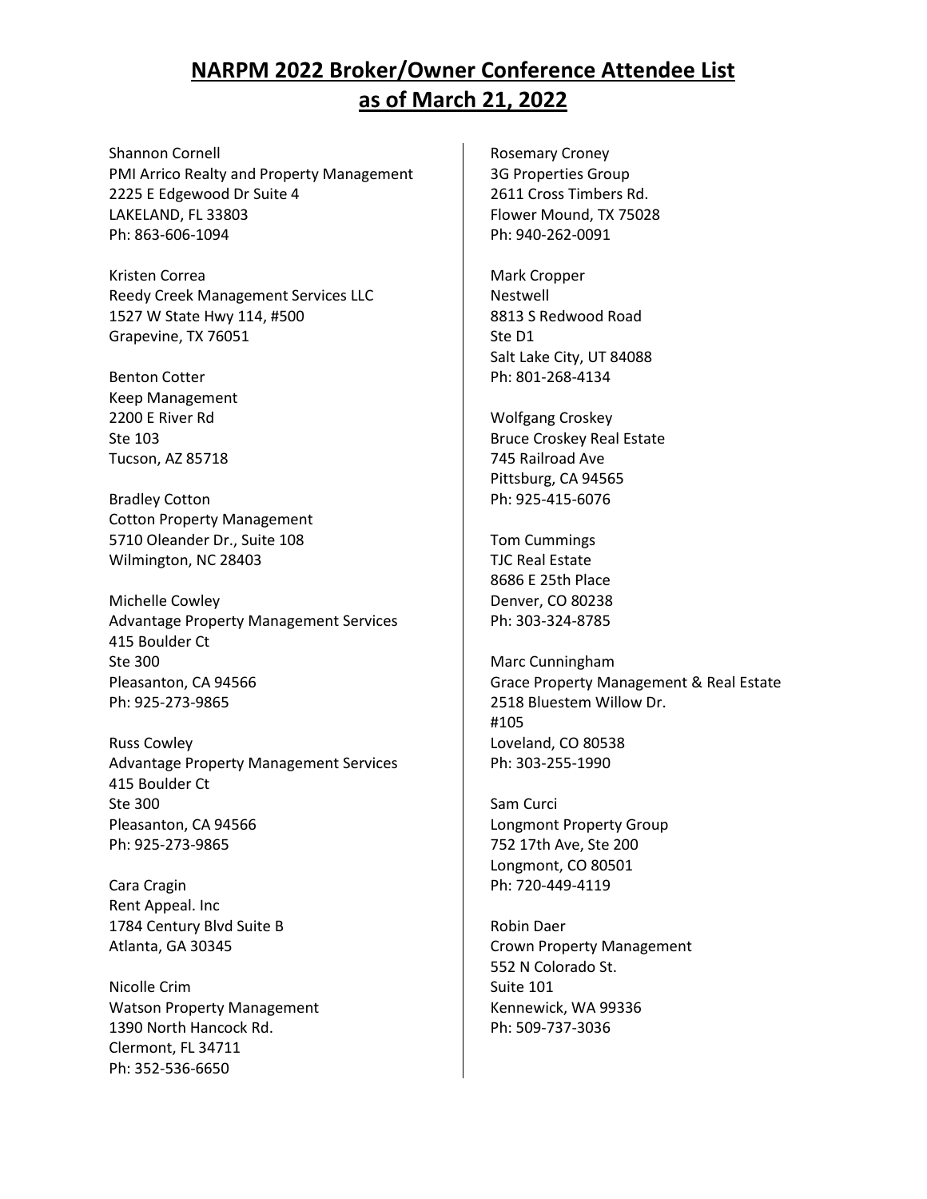# NARPM 2022 Broker/Owner Conference Attendee List as of March 21, 2022

Shannon Cornell
PMI Arrico Realty and Property Management
2225 E Edgewood Dr Suite 4
LAKELAND, FL 33803
Ph: 863-606-1094

Kristen Correa
Reedy Creek Management Services LLC
1527 W State Hwy 114, #500
Grapevine, TX 76051

Benton Cotter
Keep Management
2200 E River Rd
Ste 103
Tucson, AZ 85718

Bradley Cotton
Cotton Property Management
5710 Oleander Dr., Suite 108
Wilmington, NC 28403

Michelle Cowley
Advantage Property Management Services
415 Boulder Ct
Ste 300
Pleasanton, CA 94566
Ph: 925-273-9865

Russ Cowley
Advantage Property Management Services
415 Boulder Ct
Ste 300
Pleasanton, CA 94566
Ph: 925-273-9865

Cara Cragin
Rent Appeal. Inc
1784 Century Blvd Suite B
Atlanta, GA 30345

Nicolle Crim
Watson Property Management
1390 North Hancock Rd.
Clermont, FL 34711
Ph: 352-536-6650

Rosemary Croney
3G Properties Group
2611 Cross Timbers Rd.
Flower Mound, TX 75028
Ph: 940-262-0091

Mark Cropper
Nestwell
8813 S Redwood Road
Ste D1
Salt Lake City, UT 84088
Ph: 801-268-4134

Wolfgang Croskey
Bruce Croskey Real Estate
745 Railroad Ave
Pittsburg, CA 94565
Ph: 925-415-6076

Tom Cummings
TJC Real Estate
8686 E 25th Place
Denver, CO 80238
Ph: 303-324-8785

Marc Cunningham
Grace Property Management & Real Estate
2518 Bluestem Willow Dr.
#105
Loveland, CO 80538
Ph: 303-255-1990

Sam Curci
Longmont Property Group
752 17th Ave, Ste 200
Longmont, CO 80501
Ph: 720-449-4119

Robin Daer
Crown Property Management
552 N Colorado St.
Suite 101
Kennewick, WA 99336
Ph: 509-737-3036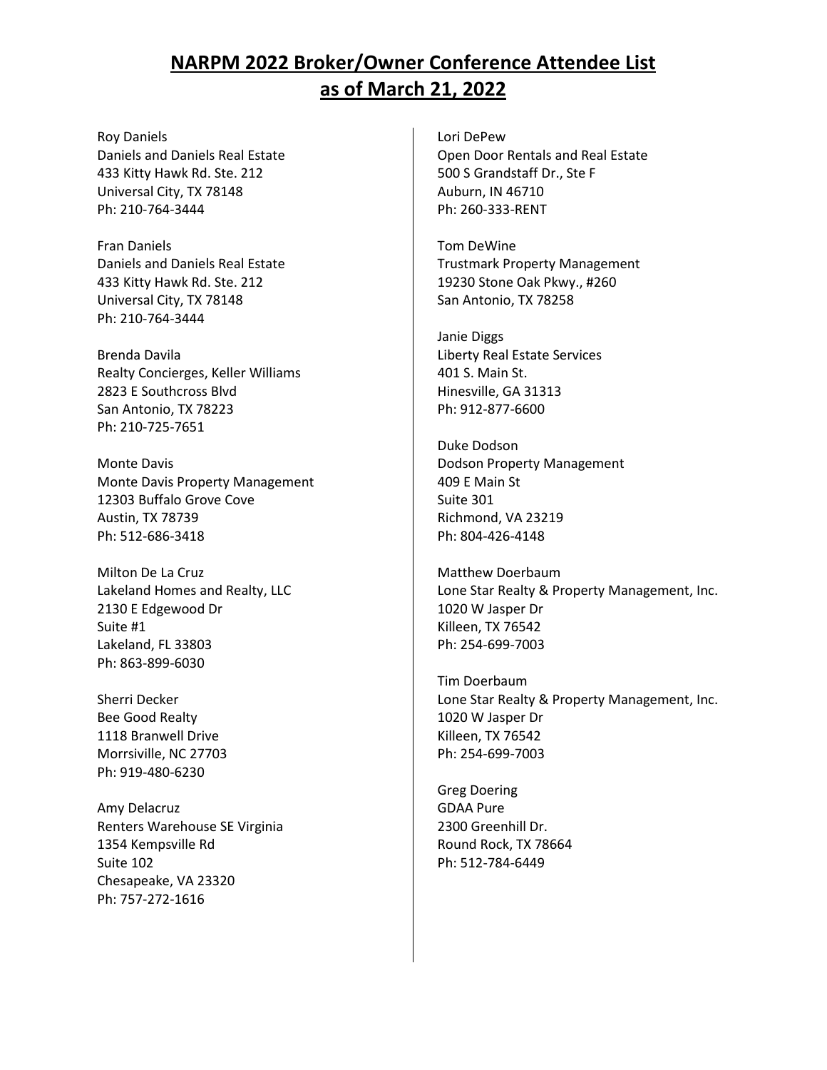# NARPM 2022 Broker/Owner Conference Attendee List as of March 21, 2022

Roy Daniels
Daniels and Daniels Real Estate
433 Kitty Hawk Rd. Ste. 212
Universal City, TX 78148
Ph: 210-764-3444

Fran Daniels
Daniels and Daniels Real Estate
433 Kitty Hawk Rd. Ste. 212
Universal City, TX 78148
Ph: 210-764-3444

Brenda Davila
Realty Concierges, Keller Williams
2823 E Southcross Blvd
San Antonio, TX 78223
Ph: 210-725-7651

Monte Davis
Monte Davis Property Management
12303 Buffalo Grove Cove
Austin, TX 78739
Ph: 512-686-3418

Milton De La Cruz
Lakeland Homes and Realty, LLC
2130 E Edgewood Dr
Suite #1
Lakeland, FL 33803
Ph: 863-899-6030

Sherri Decker
Bee Good Realty
1118 Branwell Drive
Morrsiville, NC 27703
Ph: 919-480-6230

Amy Delacruz
Renters Warehouse SE Virginia
1354 Kempsville Rd
Suite 102
Chesapeake, VA 23320
Ph: 757-272-1616

Lori DePew
Open Door Rentals and Real Estate
500 S Grandstaff Dr., Ste F
Auburn, IN 46710
Ph: 260-333-RENT

Tom DeWine
Trustmark Property Management
19230 Stone Oak Pkwy., #260
San Antonio, TX 78258

Janie Diggs
Liberty Real Estate Services
401 S. Main St.
Hinesville, GA 31313
Ph: 912-877-6600

Duke Dodson
Dodson Property Management
409 E Main St
Suite 301
Richmond, VA 23219
Ph: 804-426-4148

Matthew Doerbaum
Lone Star Realty & Property Management, Inc.
1020 W Jasper Dr
Killeen, TX 76542
Ph: 254-699-7003

Tim Doerbaum
Lone Star Realty & Property Management, Inc.
1020 W Jasper Dr
Killeen, TX 76542
Ph: 254-699-7003

Greg Doering
GDAA Pure
2300 Greenhill Dr.
Round Rock, TX 78664
Ph: 512-784-6449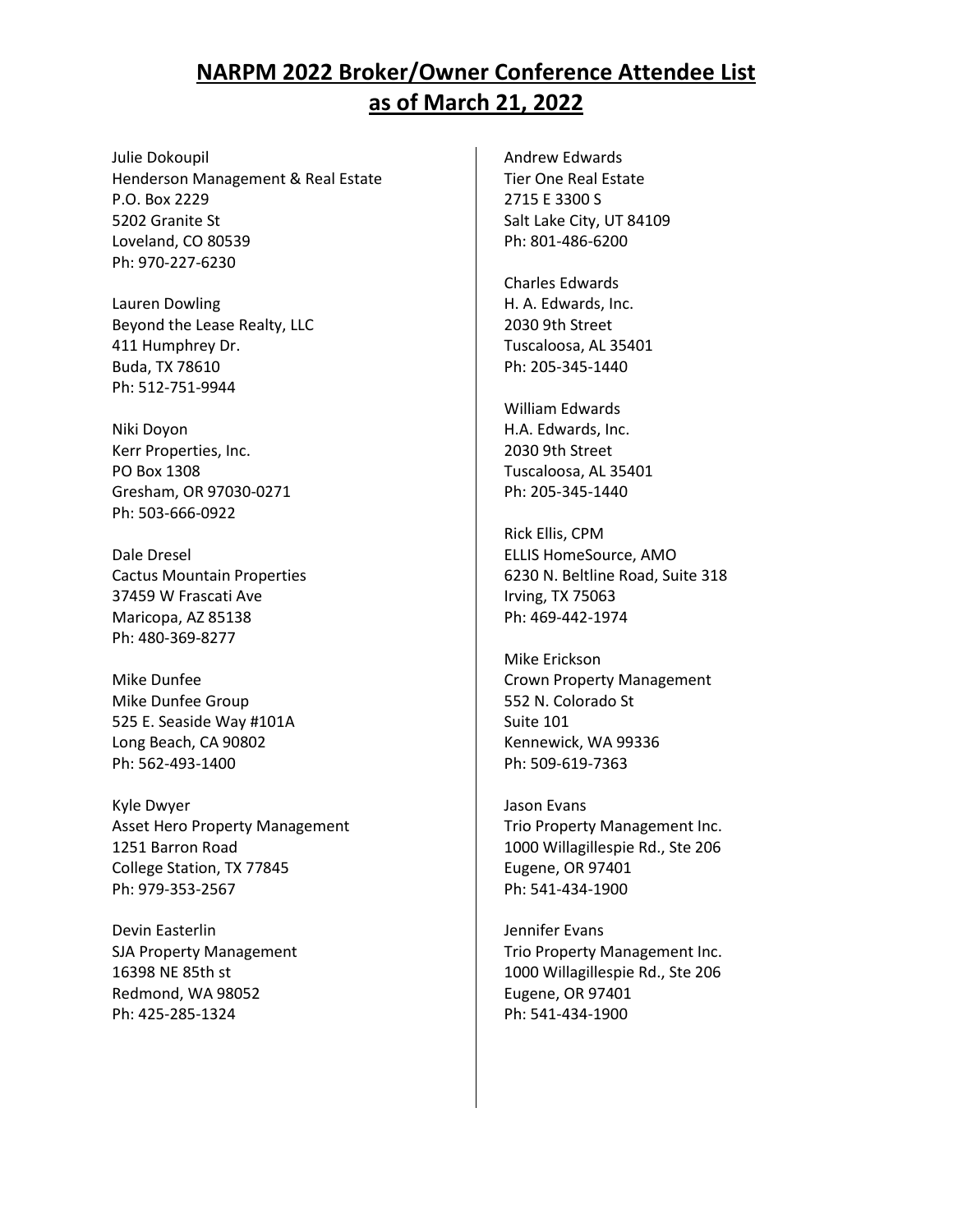# NARPM 2022 Broker/Owner Conference Attendee List as of March 21, 2022

Julie Dokoupil
Henderson Management & Real Estate
P.O. Box 2229
5202 Granite St
Loveland, CO 80539
Ph: 970-227-6230

Lauren Dowling
Beyond the Lease Realty, LLC
411 Humphrey Dr.
Buda, TX 78610
Ph: 512-751-9944

Niki Doyon
Kerr Properties, Inc.
PO Box 1308
Gresham, OR 97030-0271
Ph: 503-666-0922

Dale Dresel
Cactus Mountain Properties
37459 W Frascati Ave
Maricopa, AZ 85138
Ph: 480-369-8277

Mike Dunfee
Mike Dunfee Group
525 E. Seaside Way #101A
Long Beach, CA 90802
Ph: 562-493-1400

Kyle Dwyer
Asset Hero Property Management
1251 Barron Road
College Station, TX 77845
Ph: 979-353-2567

Devin Easterlin
SJA Property Management
16398 NE 85th st
Redmond, WA 98052
Ph: 425-285-1324

Andrew Edwards
Tier One Real Estate
2715 E 3300 S
Salt Lake City, UT 84109
Ph: 801-486-6200

Charles Edwards
H. A. Edwards, Inc.
2030 9th Street
Tuscaloosa, AL 35401
Ph: 205-345-1440

William Edwards
H.A. Edwards, Inc.
2030 9th Street
Tuscaloosa, AL 35401
Ph: 205-345-1440

Rick Ellis, CPM
ELLIS HomeSource, AMO
6230 N. Beltline Road, Suite 318
Irving, TX 75063
Ph: 469-442-1974

Mike Erickson
Crown Property Management
552 N. Colorado St
Suite 101
Kennewick, WA 99336
Ph: 509-619-7363

Jason Evans
Trio Property Management Inc.
1000 Willagillespie Rd., Ste 206
Eugene, OR 97401
Ph: 541-434-1900

Jennifer Evans
Trio Property Management Inc.
1000 Willagillespie Rd., Ste 206
Eugene, OR 97401
Ph: 541-434-1900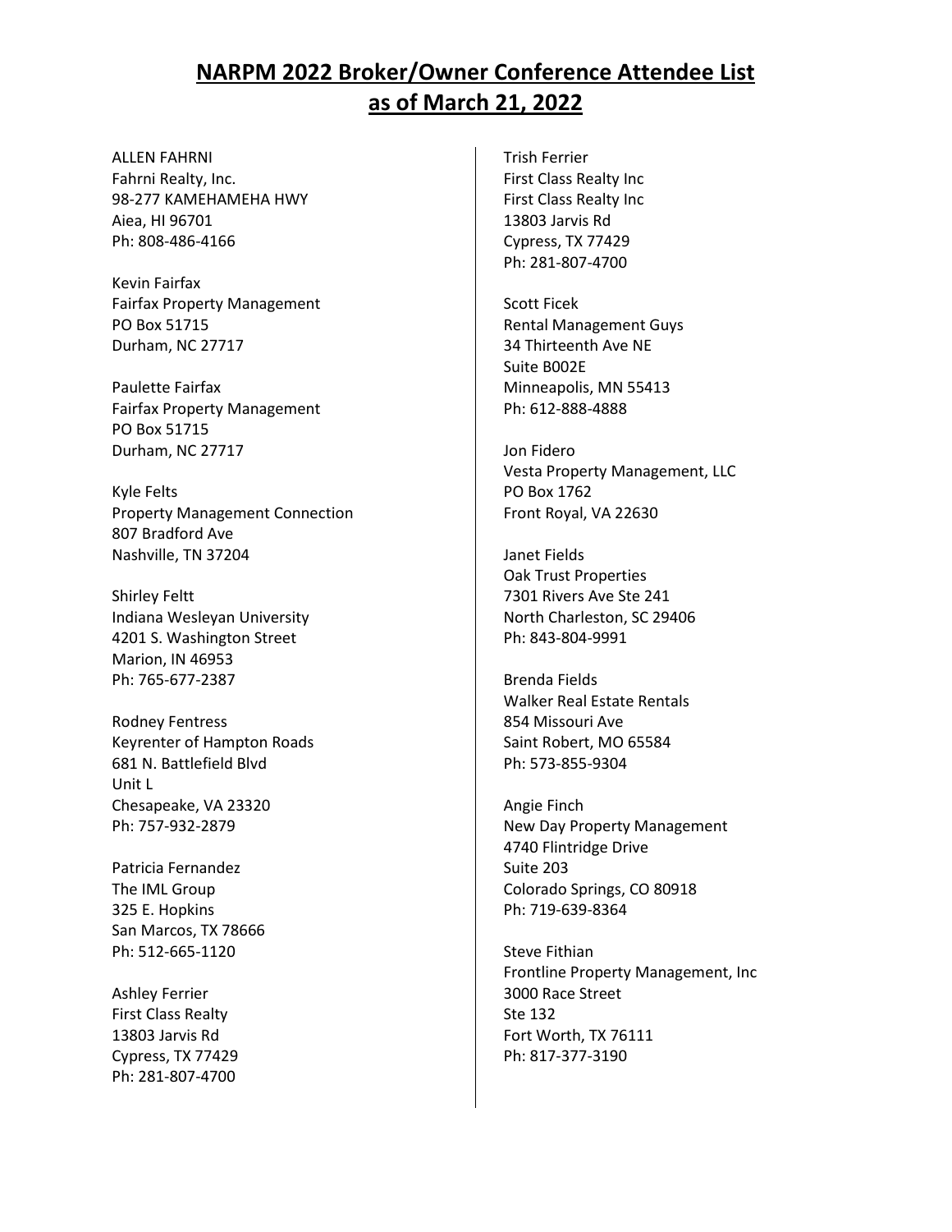# NARPM 2022 Broker/Owner Conference Attendee List as of March 21, 2022

ALLEN FAHRNI
Fahrni Realty, Inc.
98-277 KAMEHAMEHA HWY
Aiea, HI 96701
Ph: 808-486-4166

Kevin Fairfax
Fairfax Property Management
PO Box 51715
Durham, NC 27717

Paulette Fairfax
Fairfax Property Management
PO Box 51715
Durham, NC 27717

Kyle Felts
Property Management Connection
807 Bradford Ave
Nashville, TN 37204

Shirley Feltt
Indiana Wesleyan University
4201 S. Washington Street
Marion, IN 46953
Ph: 765-677-2387

Rodney Fentress
Keyrenter of Hampton Roads
681 N. Battlefield Blvd
Unit L
Chesapeake, VA 23320
Ph: 757-932-2879

Patricia Fernandez
The IML Group
325 E. Hopkins
San Marcos, TX 78666
Ph: 512-665-1120

Ashley Ferrier
First Class Realty
13803 Jarvis Rd
Cypress, TX 77429
Ph: 281-807-4700

Trish Ferrier
First Class Realty Inc
First Class Realty Inc
13803 Jarvis Rd
Cypress, TX 77429
Ph: 281-807-4700

Scott Ficek
Rental Management Guys
34 Thirteenth Ave NE
Suite B002E
Minneapolis, MN 55413
Ph: 612-888-4888

Jon Fidero
Vesta Property Management, LLC
PO Box 1762
Front Royal, VA 22630

Janet Fields
Oak Trust Properties
7301 Rivers Ave Ste 241
North Charleston, SC 29406
Ph: 843-804-9991

Brenda Fields
Walker Real Estate Rentals
854 Missouri Ave
Saint Robert, MO 65584
Ph: 573-855-9304

Angie Finch
New Day Property Management
4740 Flintridge Drive
Suite 203
Colorado Springs, CO 80918
Ph: 719-639-8364

Steve Fithian
Frontline Property Management, Inc
3000 Race Street
Ste 132
Fort Worth, TX 76111
Ph: 817-377-3190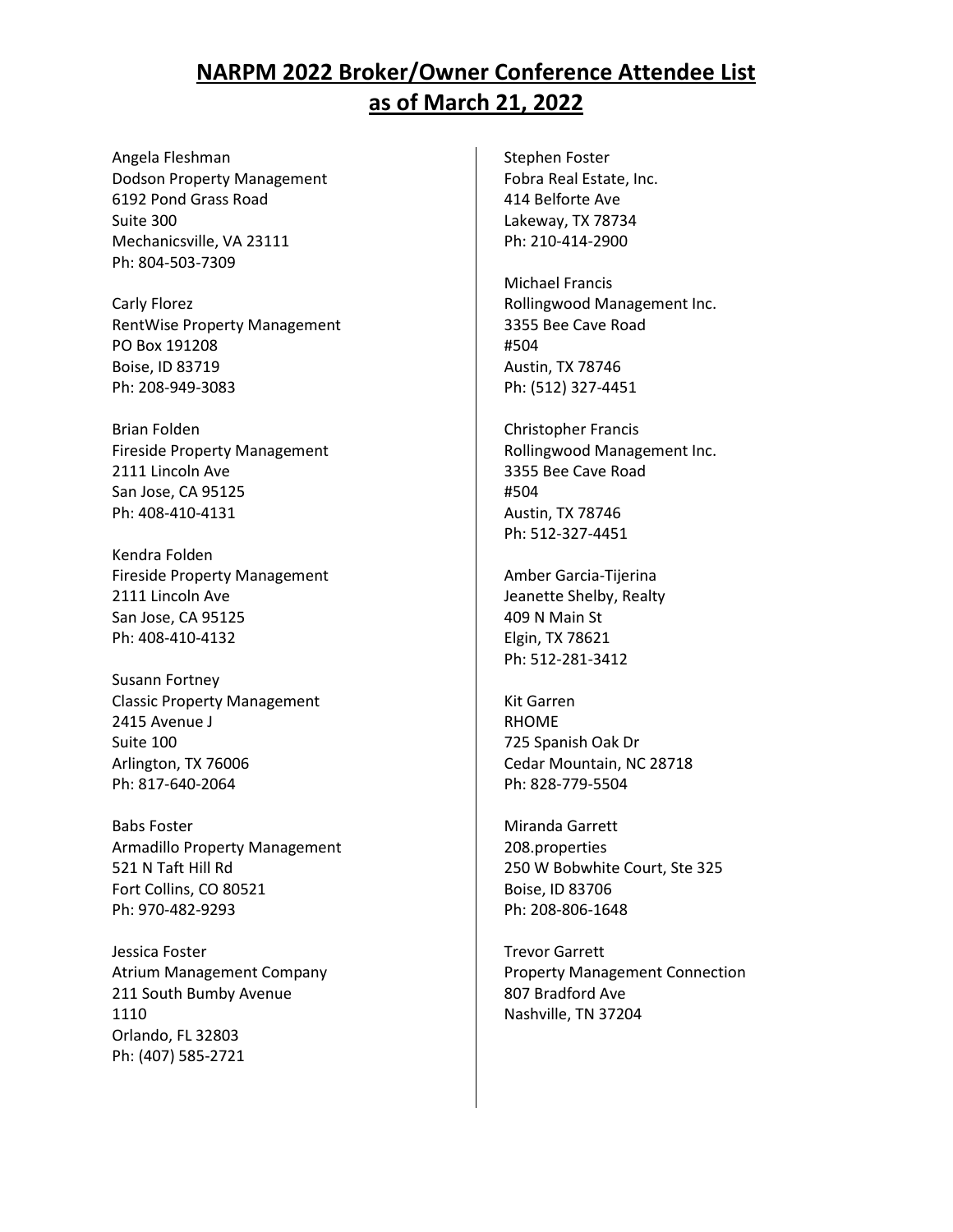# NARPM 2022 Broker/Owner Conference Attendee List as of March 21, 2022

Angela Fleshman
Dodson Property Management
6192 Pond Grass Road
Suite 300
Mechanicsville, VA 23111
Ph: 804-503-7309

Carly Florez
RentWise Property Management
PO Box 191208
Boise, ID 83719
Ph: 208-949-3083

Brian Folden
Fireside Property Management
2111 Lincoln Ave
San Jose, CA 95125
Ph: 408-410-4131

Kendra Folden
Fireside Property Management
2111 Lincoln Ave
San Jose, CA 95125
Ph: 408-410-4132

Susann Fortney
Classic Property Management
2415 Avenue J
Suite 100
Arlington, TX 76006
Ph: 817-640-2064

Babs Foster
Armadillo Property Management
521 N Taft Hill Rd
Fort Collins, CO 80521
Ph: 970-482-9293

Jessica Foster
Atrium Management Company
211 South Bumby Avenue
1110
Orlando, FL 32803
Ph: (407) 585-2721

Stephen Foster
Fobra Real Estate, Inc.
414 Belforte Ave
Lakeway, TX 78734
Ph: 210-414-2900

Michael Francis
Rollingwood Management Inc.
3355 Bee Cave Road
#504
Austin, TX 78746
Ph: (512) 327-4451

Christopher Francis
Rollingwood Management Inc.
3355 Bee Cave Road
#504
Austin, TX 78746
Ph: 512-327-4451

Amber Garcia-Tijerina
Jeanette Shelby, Realty
409 N Main St
Elgin, TX 78621
Ph: 512-281-3412

Kit Garren
RHOME
725 Spanish Oak Dr
Cedar Mountain, NC 28718
Ph: 828-779-5504

Miranda Garrett
208.properties
250 W Bobwhite Court, Ste 325
Boise, ID 83706
Ph: 208-806-1648

Trevor Garrett
Property Management Connection
807 Bradford Ave
Nashville, TN 37204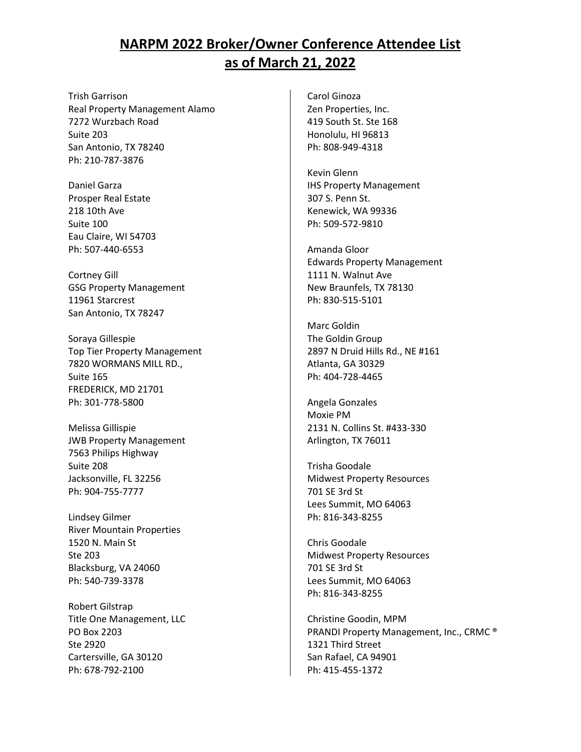# NARPM 2022 Broker/Owner Conference Attendee List as of March 21, 2022

Trish Garrison
Real Property Management Alamo
7272 Wurzbach Road
Suite 203
San Antonio, TX 78240
Ph: 210-787-3876

Daniel Garza
Prosper Real Estate
218 10th Ave
Suite 100
Eau Claire, WI 54703
Ph: 507-440-6553

Cortney Gill
GSG Property Management
11961 Starcrest
San Antonio, TX 78247

Soraya Gillespie
Top Tier Property Management
7820 WORMANS MILL RD.,
Suite 165
FREDERICK, MD 21701
Ph: 301-778-5800

Melissa Gillispie
JWB Property Management
7563 Philips Highway
Suite 208
Jacksonville, FL 32256
Ph: 904-755-7777

Lindsey Gilmer
River Mountain Properties
1520 N. Main St
Ste 203
Blacksburg, VA 24060
Ph: 540-739-3378

Robert Gilstrap
Title One Management, LLC
PO Box 2203
Ste 2920
Cartersville, GA 30120
Ph: 678-792-2100

Carol Ginoza
Zen Properties, Inc.
419 South St. Ste 168
Honolulu, HI 96813
Ph: 808-949-4318

Kevin Glenn
IHS Property Management
307 S. Penn St.
Kenewick, WA 99336
Ph: 509-572-9810

Amanda Gloor
Edwards Property Management
1111 N. Walnut Ave
New Braunfels, TX 78130
Ph: 830-515-5101

Marc Goldin
The Goldin Group
2897 N Druid Hills Rd., NE #161
Atlanta, GA 30329
Ph: 404-728-4465

Angela Gonzales
Moxie PM
2131 N. Collins St. #433-330
Arlington, TX 76011

Trisha Goodale
Midwest Property Resources
701 SE 3rd St
Lees Summit, MO 64063
Ph: 816-343-8255

Chris Goodale
Midwest Property Resources
701 SE 3rd St
Lees Summit, MO 64063
Ph: 816-343-8255

Christine Goodin, MPM
PRANDI Property Management, Inc., CRMC ®
1321 Third Street
San Rafael, CA 94901
Ph: 415-455-1372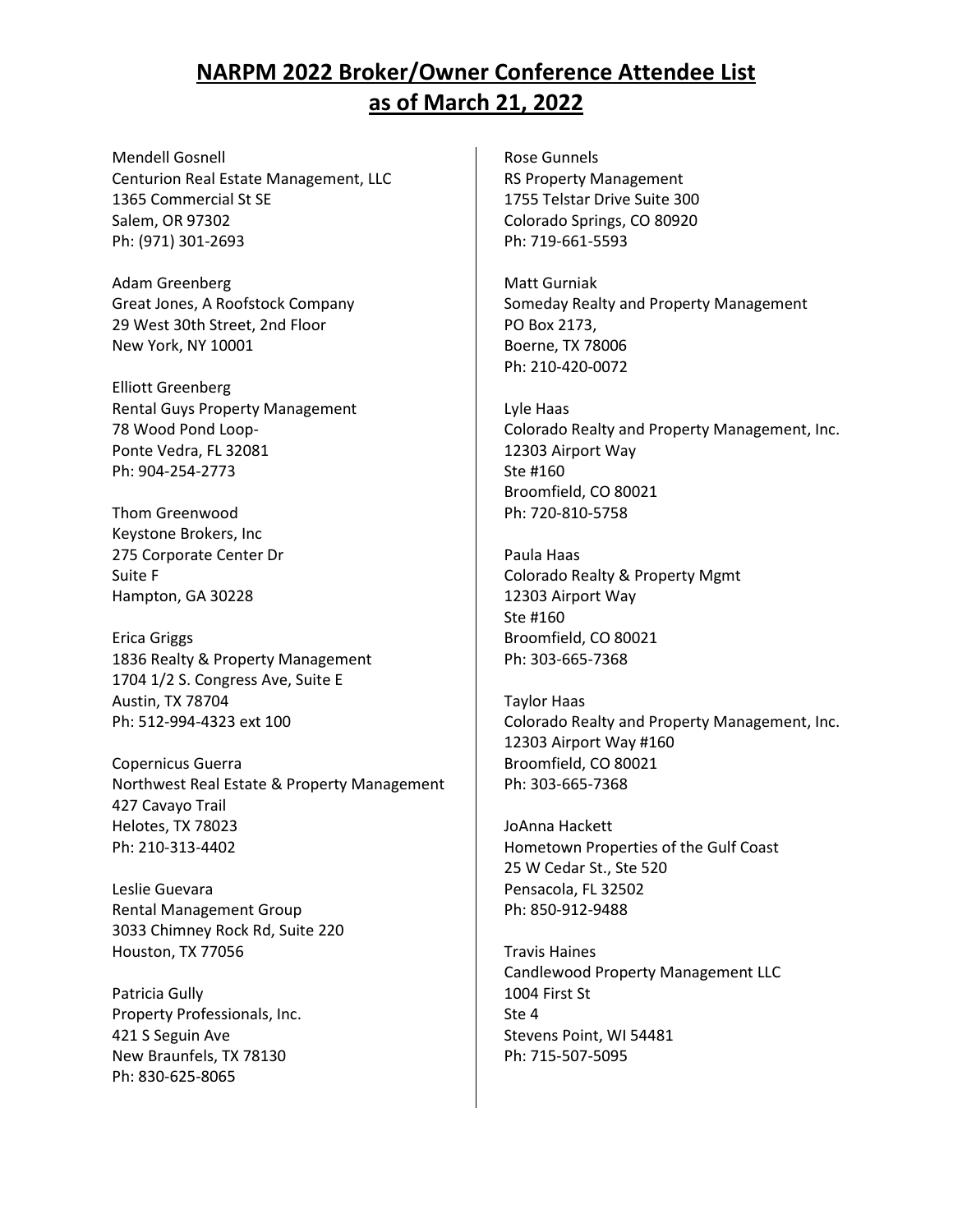# NARPM 2022 Broker/Owner Conference Attendee List as of March 21, 2022

Mendell Gosnell
Centurion Real Estate Management, LLC
1365 Commercial St SE
Salem, OR 97302
Ph: (971) 301-2693

Adam Greenberg
Great Jones, A Roofstock Company
29 West 30th Street, 2nd Floor
New York, NY 10001

Elliott Greenberg
Rental Guys Property Management
78 Wood Pond Loop-
Ponte Vedra, FL 32081
Ph: 904-254-2773

Thom Greenwood
Keystone Brokers, Inc
275 Corporate Center Dr
Suite F
Hampton, GA 30228

Erica Griggs
1836 Realty & Property Management
1704 1/2 S. Congress Ave, Suite E
Austin, TX 78704
Ph: 512-994-4323 ext 100

Copernicus Guerra
Northwest Real Estate & Property Management
427 Cavayo Trail
Helotes, TX 78023
Ph: 210-313-4402

Leslie Guevara
Rental Management Group
3033 Chimney Rock Rd, Suite 220
Houston, TX 77056

Patricia Gully
Property Professionals, Inc.
421 S Seguin Ave
New Braunfels, TX 78130
Ph: 830-625-8065

Rose Gunnels
RS Property Management
1755 Telstar Drive Suite 300
Colorado Springs, CO 80920
Ph: 719-661-5593

Matt Gurniak
Someday Realty and Property Management
PO Box 2173,
Boerne, TX 78006
Ph: 210-420-0072

Lyle Haas
Colorado Realty and Property Management, Inc.
12303 Airport Way
Ste #160
Broomfield, CO 80021
Ph: 720-810-5758

Paula Haas
Colorado Realty & Property Mgmt
12303 Airport Way
Ste #160
Broomfield, CO 80021
Ph: 303-665-7368

Taylor Haas
Colorado Realty and Property Management, Inc.
12303 Airport Way #160
Broomfield, CO 80021
Ph: 303-665-7368

JoAnna Hackett
Hometown Properties of the Gulf Coast
25 W Cedar St., Ste 520
Pensacola, FL 32502
Ph: 850-912-9488

Travis Haines
Candlewood Property Management LLC
1004 First St
Ste 4
Stevens Point, WI 54481
Ph: 715-507-5095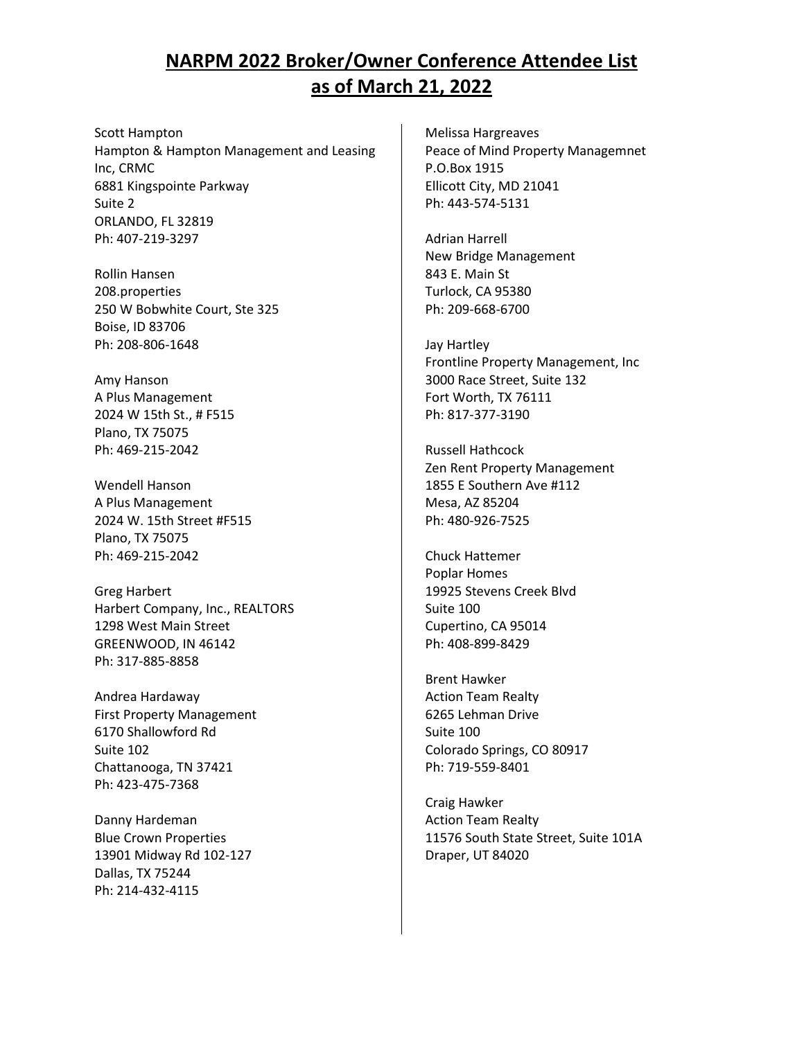# NARPM 2022 Broker/Owner Conference Attendee List as of March 21, 2022

Scott Hampton
Hampton & Hampton Management and Leasing Inc, CRMC
6881 Kingspointe Parkway
Suite 2
ORLANDO, FL 32819
Ph: 407-219-3297

Rollin Hansen
208.properties
250 W Bobwhite Court, Ste 325
Boise, ID 83706
Ph: 208-806-1648

Amy Hanson
A Plus Management
2024 W 15th St., # F515
Plano, TX 75075
Ph: 469-215-2042

Wendell Hanson
A Plus Management
2024 W. 15th Street #F515
Plano, TX 75075
Ph: 469-215-2042

Greg Harbert
Harbert Company, Inc., REALTORS
1298 West Main Street
GREENWOOD, IN 46142
Ph: 317-885-8858

Andrea Hardaway
First Property Management
6170 Shallowford Rd
Suite 102
Chattanooga, TN 37421
Ph: 423-475-7368

Danny Hardeman
Blue Crown Properties
13901 Midway Rd 102-127
Dallas, TX 75244
Ph: 214-432-4115

Melissa Hargreaves
Peace of Mind Property Managemnet
P.O.Box 1915
Ellicott City, MD 21041
Ph: 443-574-5131

Adrian Harrell
New Bridge Management
843 E. Main St
Turlock, CA 95380
Ph: 209-668-6700

Jay Hartley
Frontline Property Management, Inc
3000 Race Street, Suite 132
Fort Worth, TX 76111
Ph: 817-377-3190

Russell Hathcock
Zen Rent Property Management
1855 E Southern Ave #112
Mesa, AZ 85204
Ph: 480-926-7525

Chuck Hattemer
Poplar Homes
19925 Stevens Creek Blvd
Suite 100
Cupertino, CA 95014
Ph: 408-899-8429

Brent Hawker
Action Team Realty
6265 Lehman Drive
Suite 100
Colorado Springs, CO 80917
Ph: 719-559-8401

Craig Hawker
Action Team Realty
11576 South State Street, Suite 101A
Draper, UT 84020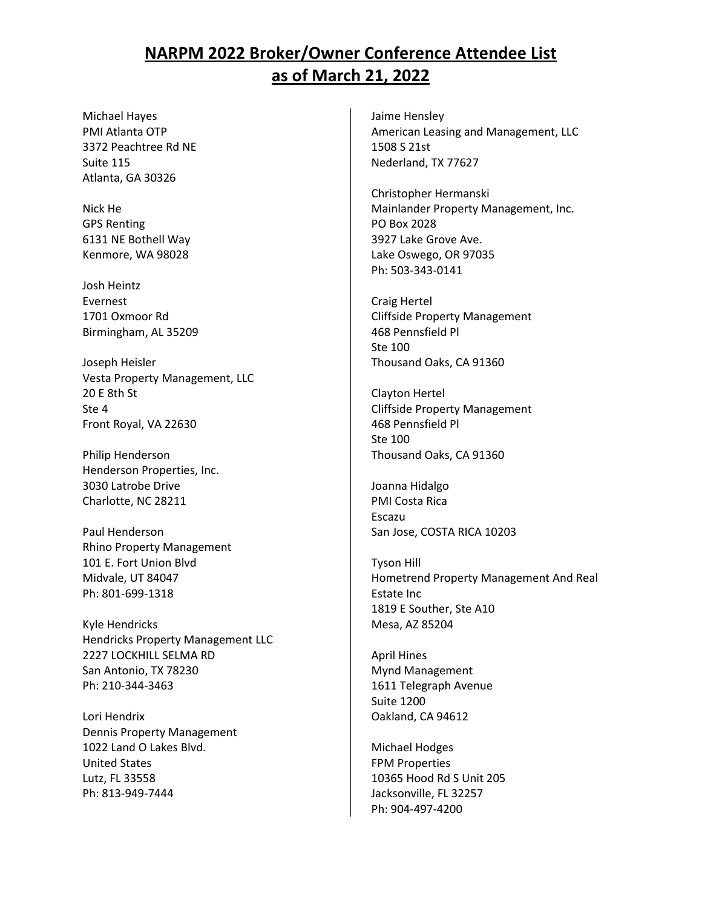# NARPM 2022 Broker/Owner Conference Attendee List as of March 21, 2022

Michael Hayes
PMI Atlanta OTP
3372 Peachtree Rd NE
Suite 115
Atlanta, GA 30326

Nick He
GPS Renting
6131 NE Bothell Way
Kenmore, WA 98028

Josh Heintz
Evernest
1701 Oxmoor Rd
Birmingham, AL 35209

Joseph Heisler
Vesta Property Management, LLC
20 E 8th St
Ste 4
Front Royal, VA 22630

Philip Henderson
Henderson Properties, Inc.
3030 Latrobe Drive
Charlotte, NC 28211

Paul Henderson
Rhino Property Management
101 E. Fort Union Blvd
Midvale, UT 84047
Ph: 801-699-1318

Kyle Hendricks
Hendricks Property Management LLC
2227 LOCKHILL SELMA RD
San Antonio, TX 78230
Ph: 210-344-3463

Lori Hendrix
Dennis Property Management
1022 Land O Lakes Blvd.
United States
Lutz, FL 33558
Ph: 813-949-7444

Jaime Hensley
American Leasing and Management, LLC
1508 S 21st
Nederland, TX 77627

Christopher Hermanski
Mainlander Property Management, Inc.
PO Box 2028
3927 Lake Grove Ave.
Lake Oswego, OR 97035
Ph: 503-343-0141

Craig Hertel
Cliffside Property Management
468 Pennsfield Pl
Ste 100
Thousand Oaks, CA 91360

Clayton Hertel
Cliffside Property Management
468 Pennsfield Pl
Ste 100
Thousand Oaks, CA 91360

Joanna Hidalgo
PMI Costa Rica
Escazu
San Jose, COSTA RICA 10203

Tyson Hill
Hometrend Property Management And Real Estate Inc
1819 E Souther, Ste A10
Mesa, AZ 85204

April Hines
Mynd Management
1611 Telegraph Avenue
Suite 1200
Oakland, CA 94612

Michael Hodges
FPM Properties
10365 Hood Rd S Unit 205
Jacksonville, FL 32257
Ph: 904-497-4200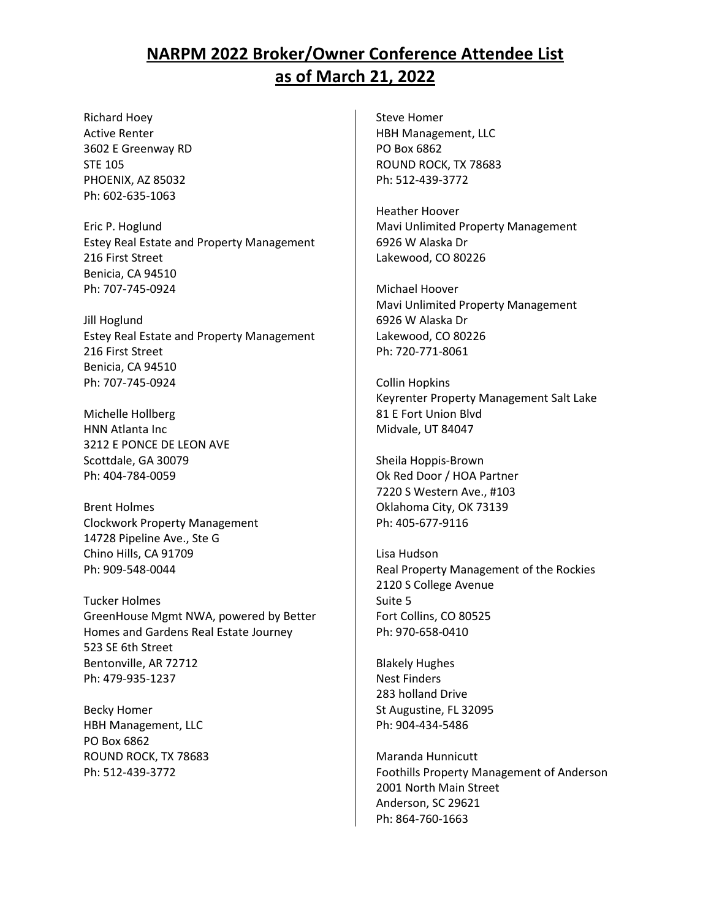# NARPM 2022 Broker/Owner Conference Attendee List as of March 21, 2022

Richard Hoey
Active Renter
3602 E Greenway RD
STE 105
PHOENIX, AZ 85032
Ph: 602-635-1063

Eric P. Hoglund
Estey Real Estate and Property Management
216 First Street
Benicia, CA 94510
Ph: 707-745-0924

Jill Hoglund
Estey Real Estate and Property Management
216 First Street
Benicia, CA 94510
Ph: 707-745-0924

Michelle Hollberg
HNN Atlanta Inc
3212 E PONCE DE LEON AVE
Scottdale, GA 30079
Ph: 404-784-0059

Brent Holmes
Clockwork Property Management
14728 Pipeline Ave., Ste G
Chino Hills, CA 91709
Ph: 909-548-0044

Tucker Holmes
GreenHouse Mgmt NWA, powered by Better Homes and Gardens Real Estate Journey
523 SE 6th Street
Bentonville, AR 72712
Ph: 479-935-1237

Becky Homer
HBH Management, LLC
PO Box 6862
ROUND ROCK, TX 78683
Ph: 512-439-3772

Steve Homer
HBH Management, LLC
PO Box 6862
ROUND ROCK, TX 78683
Ph: 512-439-3772

Heather Hoover
Mavi Unlimited Property Management
6926 W Alaska Dr
Lakewood, CO 80226

Michael Hoover
Mavi Unlimited Property Management
6926 W Alaska Dr
Lakewood, CO 80226
Ph: 720-771-8061

Collin Hopkins
Keyrenter Property Management Salt Lake
81 E Fort Union Blvd
Midvale, UT 84047

Sheila Hoppis-Brown
Ok Red Door / HOA Partner
7220 S Western Ave., #103
Oklahoma City, OK 73139
Ph: 405-677-9116

Lisa Hudson
Real Property Management of the Rockies
2120 S College Avenue
Suite 5
Fort Collins, CO 80525
Ph: 970-658-0410

Blakely Hughes
Nest Finders
283 holland Drive
St Augustine, FL 32095
Ph: 904-434-5486

Maranda Hunnicutt
Foothills Property Management of Anderson
2001 North Main Street
Anderson, SC 29621
Ph: 864-760-1663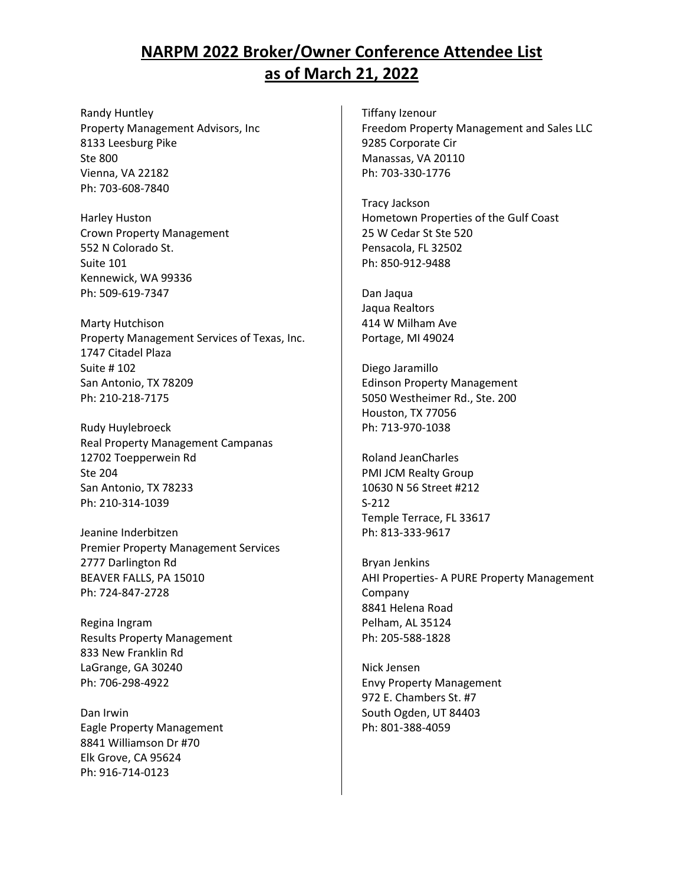# NARPM 2022 Broker/Owner Conference Attendee List as of March 21, 2022

Randy Huntley
Property Management Advisors, Inc
8133 Leesburg Pike
Ste 800
Vienna, VA 22182
Ph: 703-608-7840

Harley Huston
Crown Property Management
552 N Colorado St.
Suite 101
Kennewick, WA 99336
Ph: 509-619-7347

Marty Hutchison
Property Management Services of Texas, Inc.
1747 Citadel Plaza
Suite # 102
San Antonio, TX 78209
Ph: 210-218-7175

Rudy Huylebroeck
Real Property Management Campanas
12702 Toepperwein Rd
Ste 204
San Antonio, TX 78233
Ph: 210-314-1039

Jeanine Inderbitzen
Premier Property Management Services
2777 Darlington Rd
BEAVER FALLS, PA 15010
Ph: 724-847-2728

Regina Ingram
Results Property Management
833 New Franklin Rd
LaGrange, GA 30240
Ph: 706-298-4922

Dan Irwin
Eagle Property Management
8841 Williamson Dr #70
Elk Grove, CA 95624
Ph: 916-714-0123

Tiffany Izenour
Freedom Property Management and Sales LLC
9285 Corporate Cir
Manassas, VA 20110
Ph: 703-330-1776

Tracy Jackson
Hometown Properties of the Gulf Coast
25 W Cedar St Ste 520
Pensacola, FL 32502
Ph: 850-912-9488

Dan Jaqua
Jaqua Realtors
414 W Milham Ave
Portage, MI 49024

Diego Jaramillo
Edinson Property Management
5050 Westheimer Rd., Ste. 200
Houston, TX 77056
Ph: 713-970-1038

Roland JeanCharles
PMI JCM Realty Group
10630 N 56 Street #212
S-212
Temple Terrace, FL 33617
Ph: 813-333-9617

Bryan Jenkins
AHI Properties- A PURE Property Management Company
8841 Helena Road
Pelham, AL 35124
Ph: 205-588-1828

Nick Jensen
Envy Property Management
972 E. Chambers St. #7
South Ogden, UT 84403
Ph: 801-388-4059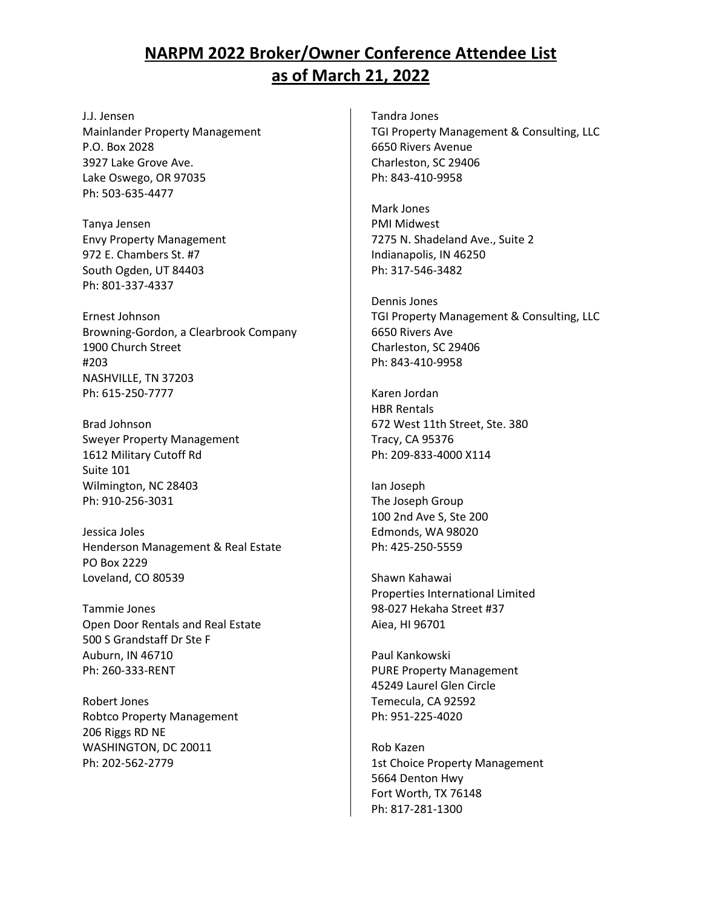# NARPM 2022 Broker/Owner Conference Attendee List as of March 21, 2022

J.J. Jensen
Mainlander Property Management
P.O. Box 2028
3927 Lake Grove Ave.
Lake Oswego, OR 97035
Ph: 503-635-4477

Tanya Jensen
Envy Property Management
972 E. Chambers St. #7
South Ogden, UT 84403
Ph: 801-337-4337

Ernest Johnson
Browning-Gordon, a Clearbrook Company
1900 Church Street
#203
NASHVILLE, TN 37203
Ph: 615-250-7777

Brad Johnson
Sweyer Property Management
1612 Military Cutoff Rd
Suite 101
Wilmington, NC 28403
Ph: 910-256-3031

Jessica Joles
Henderson Management & Real Estate
PO Box 2229
Loveland, CO 80539

Tammie Jones
Open Door Rentals and Real Estate
500 S Grandstaff Dr Ste F
Auburn, IN 46710
Ph: 260-333-RENT

Robert Jones
Robtco Property Management
206 Riggs RD NE
WASHINGTON, DC 20011
Ph: 202-562-2779

Tandra Jones
TGI Property Management & Consulting, LLC
6650 Rivers Avenue
Charleston, SC 29406
Ph: 843-410-9958

Mark Jones
PMI Midwest
7275 N. Shadeland Ave., Suite 2
Indianapolis, IN 46250
Ph: 317-546-3482

Dennis Jones
TGI Property Management & Consulting, LLC
6650 Rivers Ave
Charleston, SC 29406
Ph: 843-410-9958

Karen Jordan
HBR Rentals
672 West 11th Street, Ste. 380
Tracy, CA 95376
Ph: 209-833-4000 X114

Ian Joseph
The Joseph Group
100 2nd Ave S, Ste 200
Edmonds, WA 98020
Ph: 425-250-5559

Shawn Kahawai
Properties International Limited
98-027 Hekaha Street #37
Aiea, HI 96701

Paul Kankowski
PURE Property Management
45249 Laurel Glen Circle
Temecula, CA 92592
Ph: 951-225-4020

Rob Kazen
1st Choice Property Management
5664 Denton Hwy
Fort Worth, TX 76148
Ph: 817-281-1300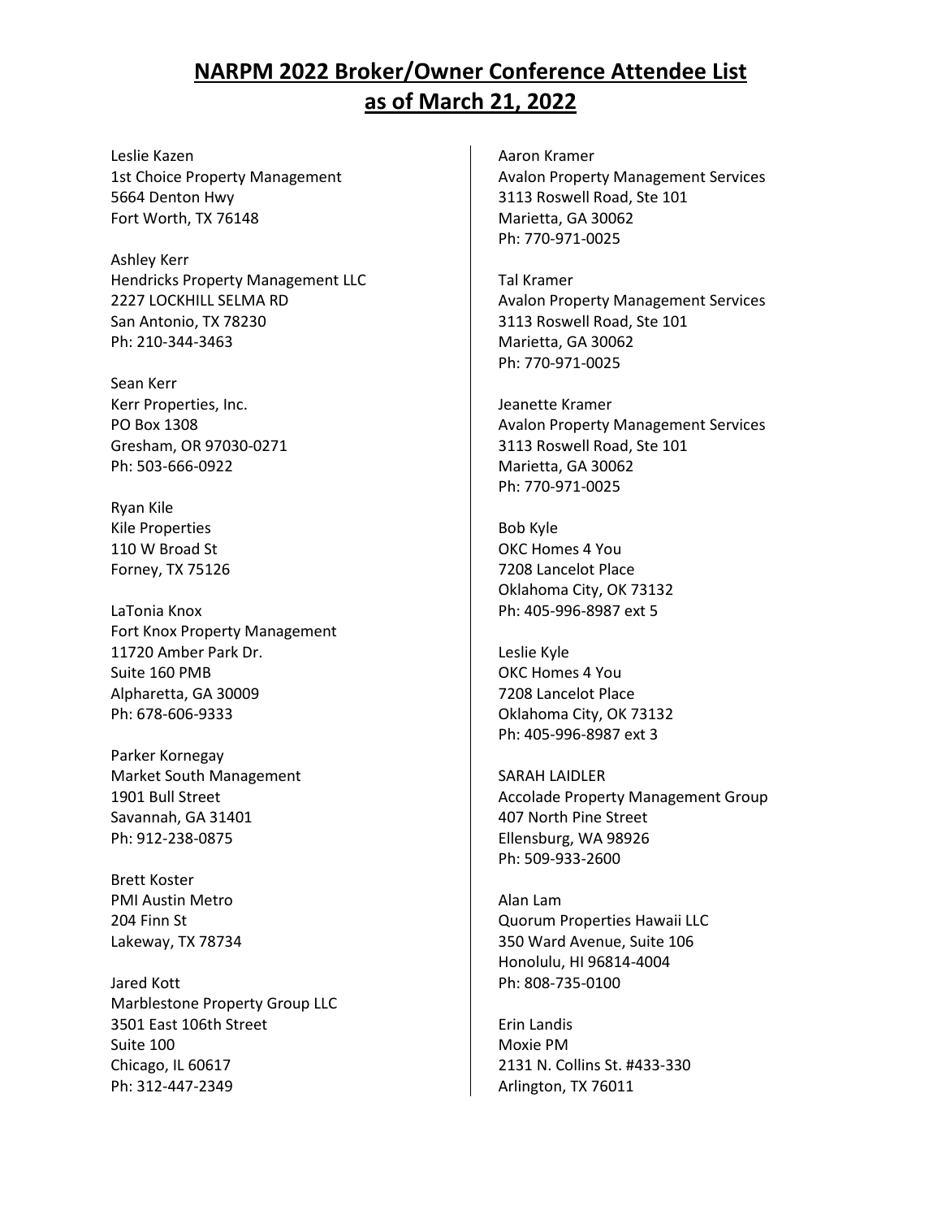# NARPM 2022 Broker/Owner Conference Attendee List as of March 21, 2022

Leslie Kazen
1st Choice Property Management
5664 Denton Hwy
Fort Worth, TX 76148

Ashley Kerr
Hendricks Property Management LLC
2227 LOCKHILL SELMA RD
San Antonio, TX 78230
Ph: 210-344-3463

Sean Kerr
Kerr Properties, Inc.
PO Box 1308
Gresham, OR 97030-0271
Ph: 503-666-0922

Ryan Kile
Kile Properties
110 W Broad St
Forney, TX 75126

LaTonia Knox
Fort Knox Property Management
11720 Amber Park Dr.
Suite 160 PMB
Alpharetta, GA 30009
Ph: 678-606-9333

Parker Kornegay
Market South Management
1901 Bull Street
Savannah, GA 31401
Ph: 912-238-0875

Brett Koster
PMI Austin Metro
204 Finn St
Lakeway, TX 78734

Jared Kott
Marblestone Property Group LLC
3501 East 106th Street
Suite 100
Chicago, IL 60617
Ph: 312-447-2349

Aaron Kramer
Avalon Property Management Services
3113 Roswell Road, Ste 101
Marietta, GA 30062
Ph: 770-971-0025

Tal Kramer
Avalon Property Management Services
3113 Roswell Road, Ste 101
Marietta, GA 30062
Ph: 770-971-0025

Jeanette Kramer
Avalon Property Management Services
3113 Roswell Road, Ste 101
Marietta, GA 30062
Ph: 770-971-0025

Bob Kyle
OKC Homes 4 You
7208 Lancelot Place
Oklahoma City, OK 73132
Ph: 405-996-8987 ext 5

Leslie Kyle
OKC Homes 4 You
7208 Lancelot Place
Oklahoma City, OK 73132
Ph: 405-996-8987 ext 3

SARAH LAIDLER
Accolade Property Management Group
407 North Pine Street
Ellensburg, WA 98926
Ph: 509-933-2600

Alan Lam
Quorum Properties Hawaii LLC
350 Ward Avenue, Suite 106
Honolulu, HI 96814-4004
Ph: 808-735-0100

Erin Landis
Moxie PM
2131 N. Collins St. #433-330
Arlington, TX 76011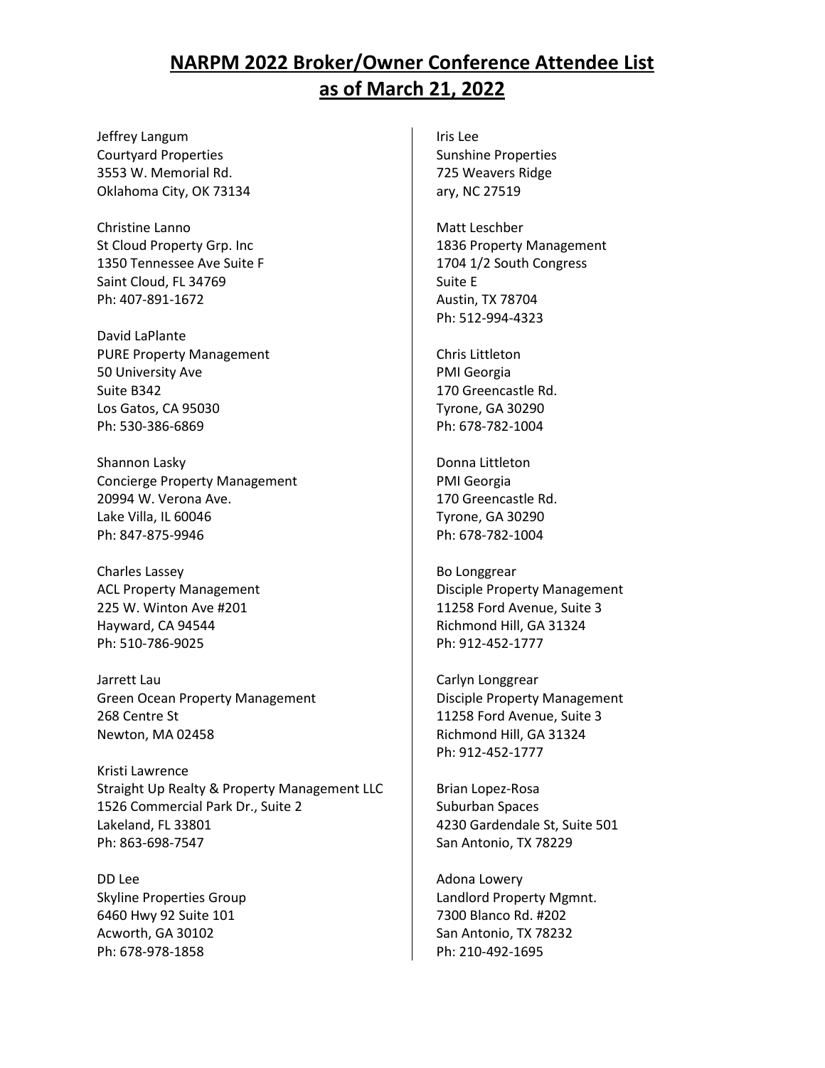# NARPM 2022 Broker/Owner Conference Attendee List as of March 21, 2022

Jeffrey Langum
Courtyard Properties
3553 W. Memorial Rd.
Oklahoma City, OK 73134

Christine Lanno
St Cloud Property Grp. Inc
1350 Tennessee Ave Suite F
Saint Cloud, FL 34769
Ph: 407-891-1672

David LaPlante
PURE Property Management
50 University Ave
Suite B342
Los Gatos, CA 95030
Ph: 530-386-6869

Shannon Lasky
Concierge Property Management
20994 W. Verona Ave.
Lake Villa, IL 60046
Ph: 847-875-9946

Charles Lassey
ACL Property Management
225 W. Winton Ave #201
Hayward, CA 94544
Ph: 510-786-9025

Jarrett Lau
Green Ocean Property Management
268 Centre St
Newton, MA 02458

Kristi Lawrence
Straight Up Realty & Property Management LLC
1526 Commercial Park Dr., Suite 2
Lakeland, FL 33801
Ph: 863-698-7547

DD Lee
Skyline Properties Group
6460 Hwy 92 Suite 101
Acworth, GA 30102
Ph: 678-978-1858

Iris Lee
Sunshine Properties
725 Weavers Ridge
ary, NC 27519

Matt Leschber
1836 Property Management
1704 1/2 South Congress
Suite E
Austin, TX 78704
Ph: 512-994-4323

Chris Littleton
PMI Georgia
170 Greencastle Rd.
Tyrone, GA 30290
Ph: 678-782-1004

Donna Littleton
PMI Georgia
170 Greencastle Rd.
Tyrone, GA 30290
Ph: 678-782-1004

Bo Longgrear
Disciple Property Management
11258 Ford Avenue, Suite 3
Richmond Hill, GA 31324
Ph: 912-452-1777

Carlyn Longgrear
Disciple Property Management
11258 Ford Avenue, Suite 3
Richmond Hill, GA 31324
Ph: 912-452-1777

Brian Lopez-Rosa
Suburban Spaces
4230 Gardendale St, Suite 501
San Antonio, TX 78229

Adona Lowery
Landlord Property Mgmnt.
7300 Blanco Rd. #202
San Antonio, TX 78232
Ph: 210-492-1695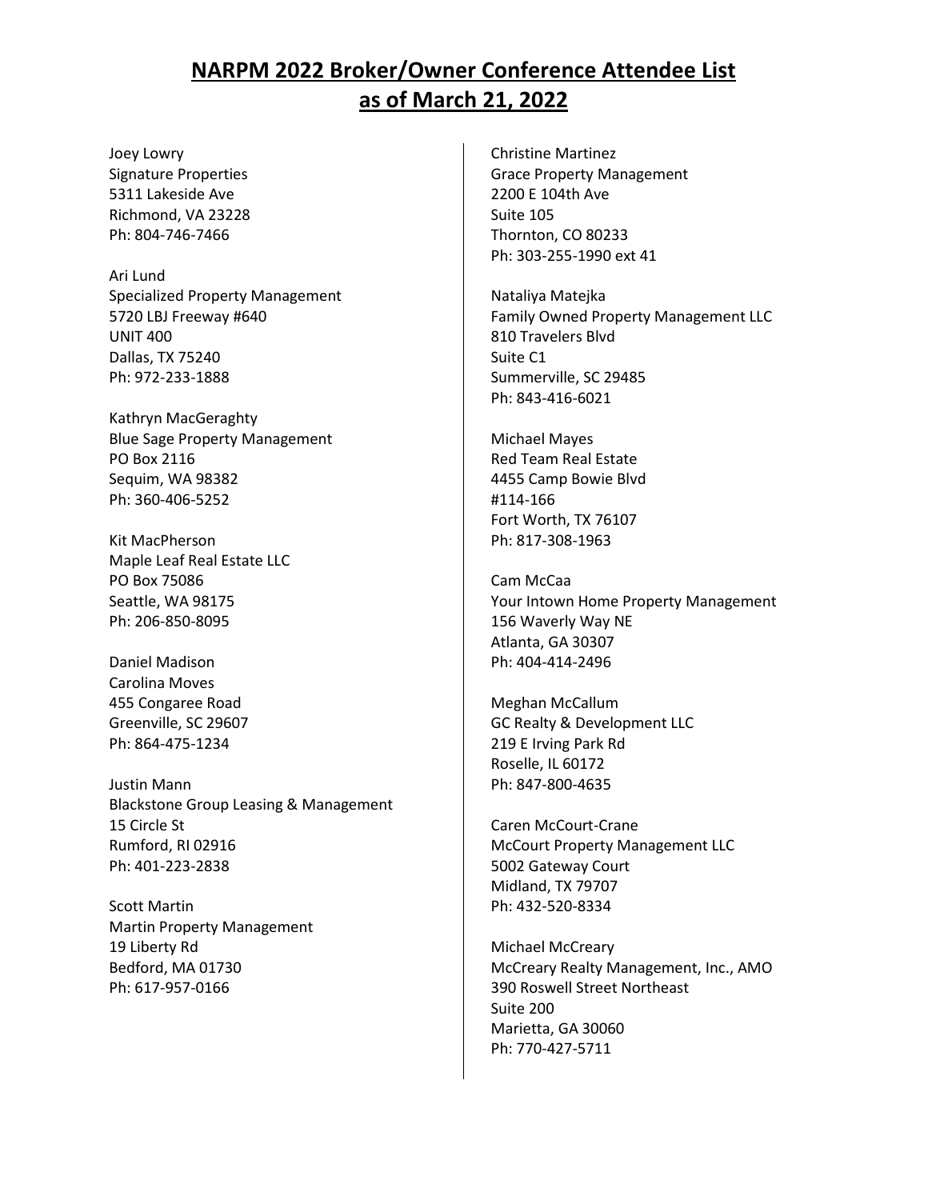# NARPM 2022 Broker/Owner Conference Attendee List as of March 21, 2022

Joey Lowry
Signature Properties
5311 Lakeside Ave
Richmond, VA 23228
Ph: 804-746-7466

Ari Lund
Specialized Property Management
5720 LBJ Freeway #640
UNIT 400
Dallas, TX 75240
Ph: 972-233-1888

Kathryn MacGeraghty
Blue Sage Property Management
PO Box 2116
Sequim, WA 98382
Ph: 360-406-5252

Kit MacPherson
Maple Leaf Real Estate LLC
PO Box 75086
Seattle, WA 98175
Ph: 206-850-8095

Daniel Madison
Carolina Moves
455 Congaree Road
Greenville, SC 29607
Ph: 864-475-1234

Justin Mann
Blackstone Group Leasing & Management
15 Circle St
Rumford, RI 02916
Ph: 401-223-2838

Scott Martin
Martin Property Management
19 Liberty Rd
Bedford, MA 01730
Ph: 617-957-0166

Christine Martinez
Grace Property Management
2200 E 104th Ave
Suite 105
Thornton, CO 80233
Ph: 303-255-1990 ext 41

Nataliya Matejka
Family Owned Property Management LLC
810 Travelers Blvd
Suite C1
Summerville, SC 29485
Ph: 843-416-6021

Michael Mayes
Red Team Real Estate
4455 Camp Bowie Blvd
#114-166
Fort Worth, TX 76107
Ph: 817-308-1963

Cam McCaa
Your Intown Home Property Management
156 Waverly Way NE
Atlanta, GA 30307
Ph: 404-414-2496

Meghan McCallum
GC Realty & Development LLC
219 E Irving Park Rd
Roselle, IL 60172
Ph: 847-800-4635

Caren McCourt-Crane
McCourt Property Management LLC
5002 Gateway Court
Midland, TX 79707
Ph: 432-520-8334

Michael McCreary
McCreary Realty Management, Inc., AMO
390 Roswell Street Northeast
Suite 200
Marietta, GA 30060
Ph: 770-427-5711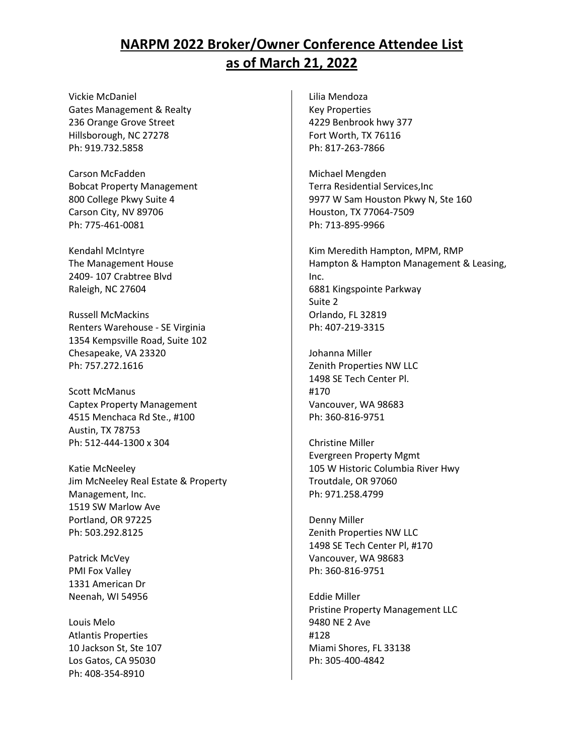# NARPM 2022 Broker/Owner Conference Attendee List as of March 21, 2022

Vickie McDaniel
Gates Management & Realty
236 Orange Grove Street
Hillsborough, NC 27278
Ph: 919.732.5858

Carson McFadden
Bobcat Property Management
800 College Pkwy Suite 4
Carson City, NV 89706
Ph: 775-461-0081

Kendahl McIntyre
The Management House
2409- 107 Crabtree Blvd
Raleigh, NC 27604

Russell McMackins
Renters Warehouse - SE Virginia
1354 Kempsville Road, Suite 102
Chesapeake, VA 23320
Ph: 757.272.1616

Scott McManus
Captex Property Management
4515 Menchaca Rd Ste., #100
Austin, TX 78753
Ph: 512-444-1300 x 304

Katie McNeeley
Jim McNeeley Real Estate & Property Management, Inc.
1519 SW Marlow Ave
Portland, OR 97225
Ph: 503.292.8125

Patrick McVey
PMI Fox Valley
1331 American Dr
Neenah, WI 54956

Louis Melo
Atlantis Properties
10 Jackson St, Ste 107
Los Gatos, CA 95030
Ph: 408-354-8910

Lilia Mendoza
Key Properties
4229 Benbrook hwy 377
Fort Worth, TX 76116
Ph: 817-263-7866

Michael Mengden
Terra Residential Services,Inc
9977 W Sam Houston Pkwy N, Ste 160
Houston, TX 77064-7509
Ph: 713-895-9966

Kim Meredith Hampton, MPM, RMP
Hampton & Hampton Management & Leasing, Inc.
6881 Kingspointe Parkway
Suite 2
Orlando, FL 32819
Ph: 407-219-3315

Johanna Miller
Zenith Properties NW LLC
1498 SE Tech Center Pl.
#170
Vancouver, WA 98683
Ph: 360-816-9751

Christine Miller
Evergreen Property Mgmt
105 W Historic Columbia River Hwy
Troutdale, OR 97060
Ph: 971.258.4799

Denny Miller
Zenith Properties NW LLC
1498 SE Tech Center Pl, #170
Vancouver, WA 98683
Ph: 360-816-9751

Eddie Miller
Pristine Property Management LLC
9480 NE 2 Ave
#128
Miami Shores, FL 33138
Ph: 305-400-4842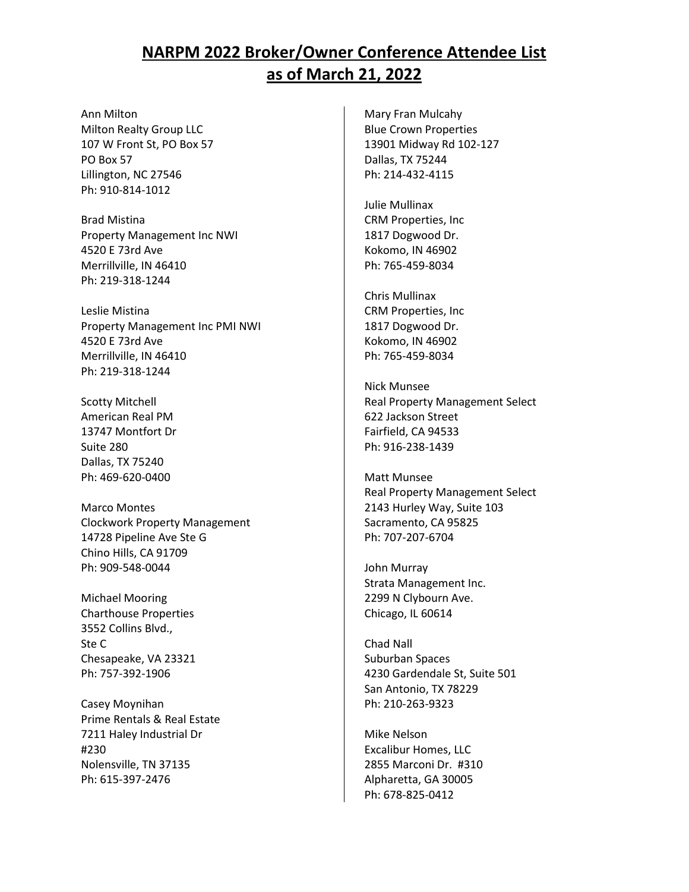# NARPM 2022 Broker/Owner Conference Attendee List as of March 21, 2022

Ann Milton
Milton Realty Group LLC
107 W Front St, PO Box 57
PO Box 57
Lillington, NC 27546
Ph: 910-814-1012

Brad Mistina
Property Management Inc NWI
4520 E 73rd Ave
Merrillville, IN 46410
Ph: 219-318-1244

Leslie Mistina
Property Management Inc PMI NWI
4520 E 73rd Ave
Merrillville, IN 46410
Ph: 219-318-1244

Scotty Mitchell
American Real PM
13747 Montfort Dr
Suite 280
Dallas, TX 75240
Ph: 469-620-0400

Marco Montes
Clockwork Property Management
14728 Pipeline Ave Ste G
Chino Hills, CA 91709
Ph: 909-548-0044

Michael Mooring
Charthouse Properties
3552 Collins Blvd.,
Ste C
Chesapeake, VA 23321
Ph: 757-392-1906

Casey Moynihan
Prime Rentals & Real Estate
7211 Haley Industrial Dr
#230
Nolensville, TN 37135
Ph: 615-397-2476

Mary Fran Mulcahy
Blue Crown Properties
13901 Midway Rd 102-127
Dallas, TX 75244
Ph: 214-432-4115

Julie Mullinax
CRM Properties, Inc
1817 Dogwood Dr.
Kokomo, IN 46902
Ph: 765-459-8034

Chris Mullinax
CRM Properties, Inc
1817 Dogwood Dr.
Kokomo, IN 46902
Ph: 765-459-8034

Nick Munsee
Real Property Management Select
622 Jackson Street
Fairfield, CA 94533
Ph: 916-238-1439

Matt Munsee
Real Property Management Select
2143 Hurley Way, Suite 103
Sacramento, CA 95825
Ph: 707-207-6704

John Murray
Strata Management Inc.
2299 N Clybourn Ave.
Chicago, IL 60614

Chad Nall
Suburban Spaces
4230 Gardendale St, Suite 501
San Antonio, TX 78229
Ph: 210-263-9323

Mike Nelson
Excalibur Homes, LLC
2855 Marconi Dr. #310
Alpharetta, GA 30005
Ph: 678-825-0412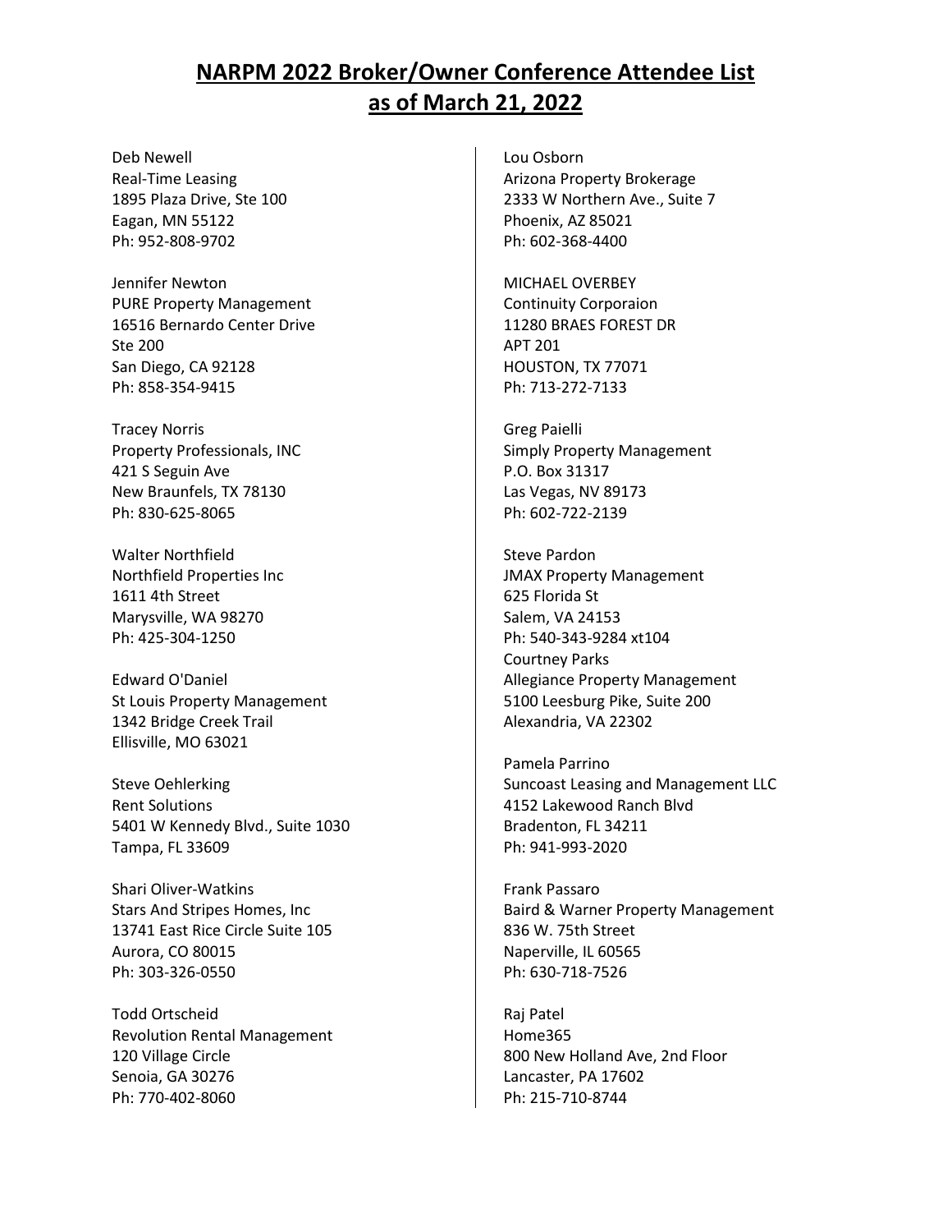# NARPM 2022 Broker/Owner Conference Attendee List as of March 21, 2022

Deb Newell
Real-Time Leasing
1895 Plaza Drive, Ste 100
Eagan, MN 55122
Ph: 952-808-9702

Jennifer Newton
PURE Property Management
16516 Bernardo Center Drive
Ste 200
San Diego, CA 92128
Ph: 858-354-9415

Tracey Norris
Property Professionals, INC
421 S Seguin Ave
New Braunfels, TX 78130
Ph: 830-625-8065

Walter Northfield
Northfield Properties Inc
1611 4th Street
Marysville, WA 98270
Ph: 425-304-1250

Edward O'Daniel
St Louis Property Management
1342 Bridge Creek Trail
Ellisville, MO 63021

Steve Oehlerking
Rent Solutions
5401 W Kennedy Blvd., Suite 1030
Tampa, FL 33609

Shari Oliver-Watkins
Stars And Stripes Homes, Inc
13741 East Rice Circle Suite 105
Aurora, CO 80015
Ph: 303-326-0550

Todd Ortscheid
Revolution Rental Management
120 Village Circle
Senoia, GA 30276
Ph: 770-402-8060

Lou Osborn
Arizona Property Brokerage
2333 W Northern Ave., Suite 7
Phoenix, AZ 85021
Ph: 602-368-4400

MICHAEL OVERBEY
Continuity Corporaion
11280 BRAES FOREST DR
APT 201
HOUSTON, TX 77071
Ph: 713-272-7133

Greg Paielli
Simply Property Management
P.O. Box 31317
Las Vegas, NV 89173
Ph: 602-722-2139

Steve Pardon
JMAX Property Management
625 Florida St
Salem, VA 24153
Ph: 540-343-9284 xt104

Courtney Parks
Allegiance Property Management
5100 Leesburg Pike, Suite 200
Alexandria, VA 22302

Pamela Parrino
Suncoast Leasing and Management LLC
4152 Lakewood Ranch Blvd
Bradenton, FL 34211
Ph: 941-993-2020

Frank Passaro
Baird & Warner Property Management
836 W. 75th Street
Naperville, IL 60565
Ph: 630-718-7526

Raj Patel
Home365
800 New Holland Ave, 2nd Floor
Lancaster, PA 17602
Ph: 215-710-8744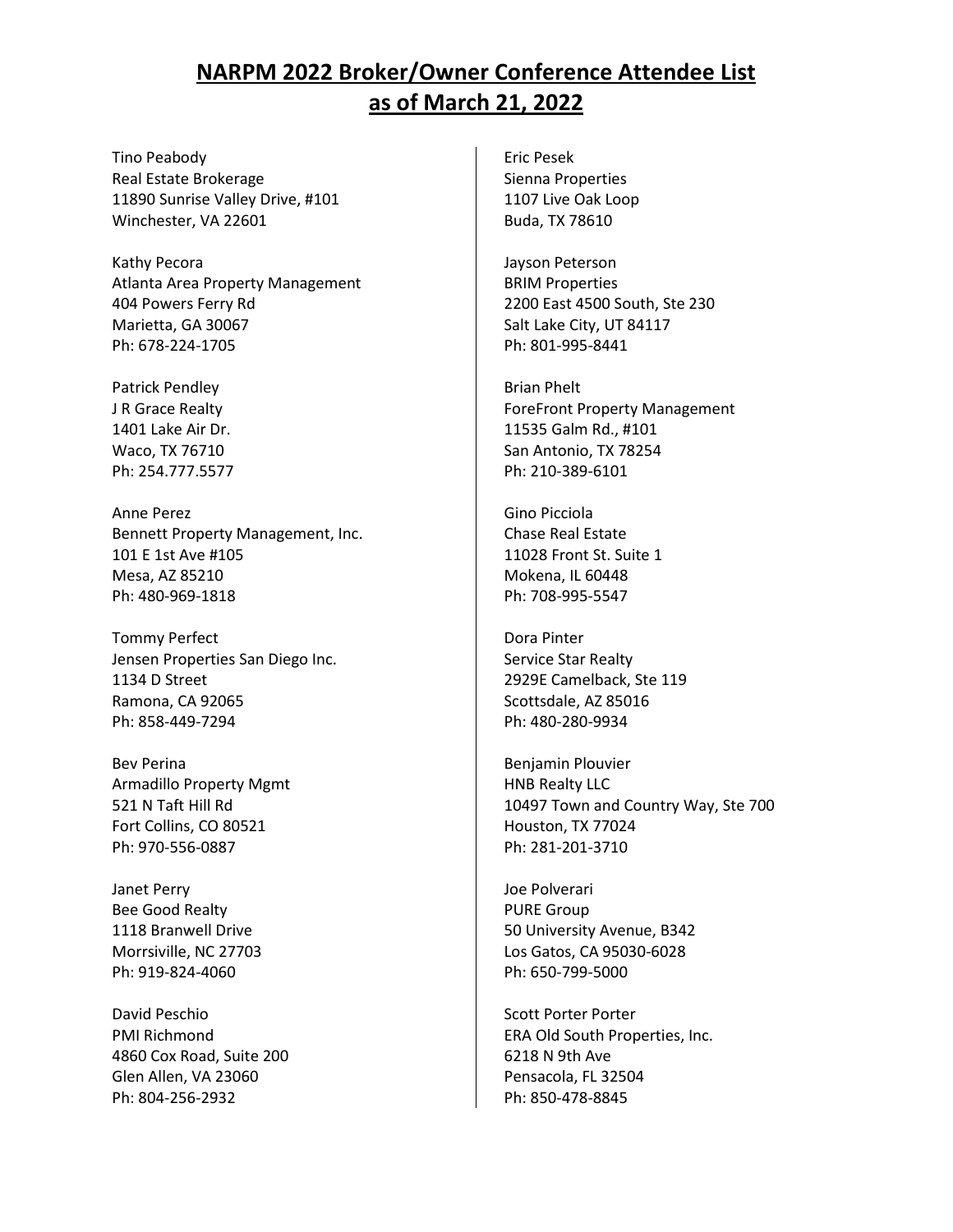# NARPM 2022 Broker/Owner Conference Attendee List as of March 21, 2022

Tino Peabody
Real Estate Brokerage
11890 Sunrise Valley Drive, #101
Winchester, VA 22601

Kathy Pecora
Atlanta Area Property Management
404 Powers Ferry Rd
Marietta, GA 30067
Ph: 678-224-1705

Patrick Pendley
J R Grace Realty
1401 Lake Air Dr.
Waco, TX 76710
Ph: 254.777.5577

Anne Perez
Bennett Property Management, Inc.
101 E 1st Ave #105
Mesa, AZ 85210
Ph: 480-969-1818

Tommy Perfect
Jensen Properties San Diego Inc.
1134 D Street
Ramona, CA 92065
Ph: 858-449-7294

Bev Perina
Armadillo Property Mgmt
521 N Taft Hill Rd
Fort Collins, CO 80521
Ph: 970-556-0887

Janet Perry
Bee Good Realty
1118 Branwell Drive
Morrsiville, NC 27703
Ph: 919-824-4060

David Peschio
PMI Richmond
4860 Cox Road, Suite 200
Glen Allen, VA 23060
Ph: 804-256-2932

Eric Pesek
Sienna Properties
1107 Live Oak Loop
Buda, TX 78610

Jayson Peterson
BRIM Properties
2200 East 4500 South, Ste 230
Salt Lake City, UT 84117
Ph: 801-995-8441

Brian Phelt
ForeFront Property Management
11535 Galm Rd., #101
San Antonio, TX 78254
Ph: 210-389-6101

Gino Picciola
Chase Real Estate
11028 Front St. Suite 1
Mokena, IL 60448
Ph: 708-995-5547

Dora Pinter
Service Star Realty
2929E Camelback, Ste 119
Scottsdale, AZ 85016
Ph: 480-280-9934

Benjamin Plouvier
HNB Realty LLC
10497 Town and Country Way, Ste 700
Houston, TX 77024
Ph: 281-201-3710

Joe Polverari
PURE Group
50 University Avenue, B342
Los Gatos, CA 95030-6028
Ph: 650-799-5000

Scott Porter Porter
ERA Old South Properties, Inc.
6218 N 9th Ave
Pensacola, FL 32504
Ph: 850-478-8845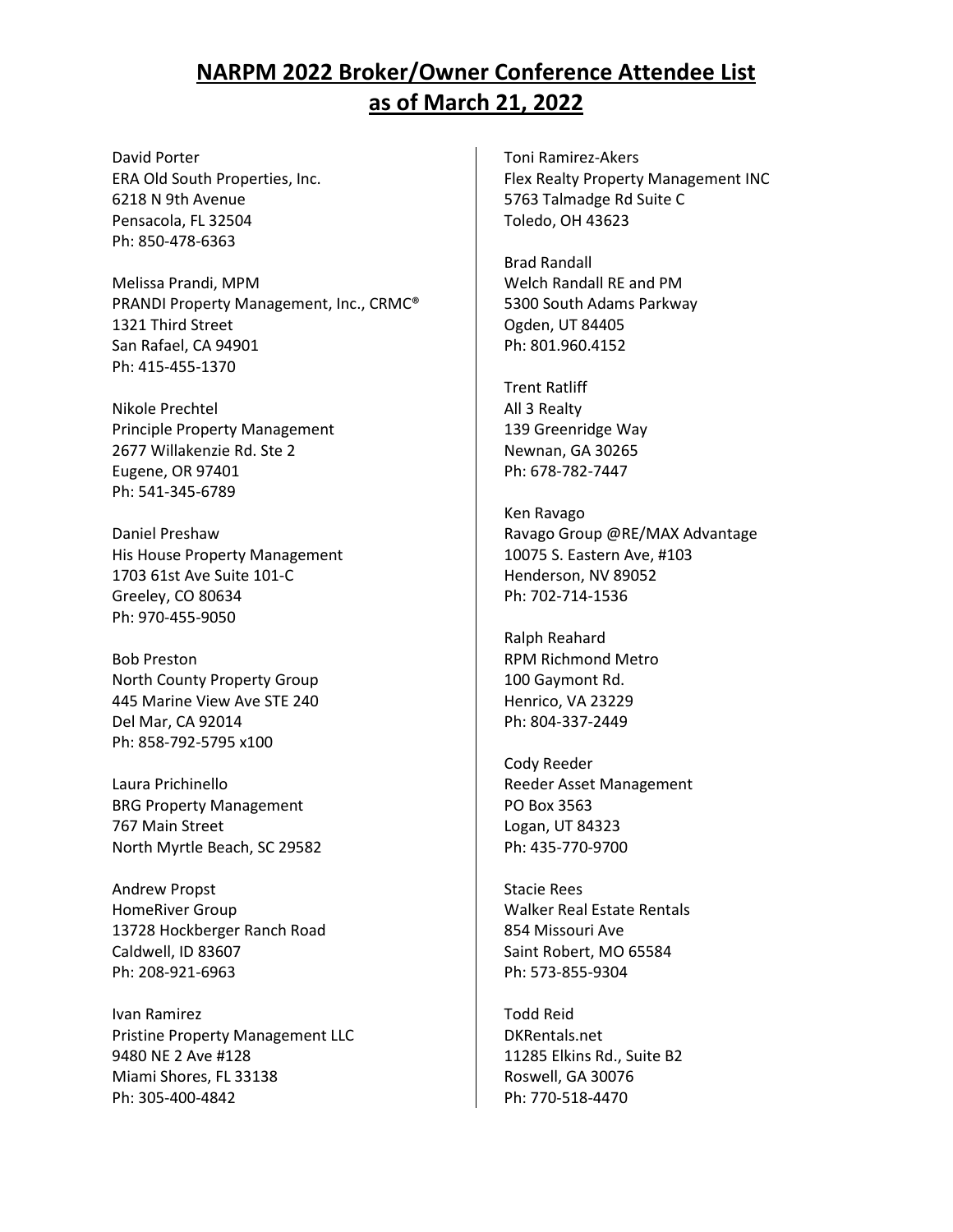# NARPM 2022 Broker/Owner Conference Attendee List as of March 21, 2022

David Porter
ERA Old South Properties, Inc.
6218 N 9th Avenue
Pensacola, FL 32504
Ph: 850-478-6363

Melissa Prandi, MPM
PRANDI Property Management, Inc., CRMC®
1321 Third Street
San Rafael, CA 94901
Ph: 415-455-1370

Nikole Prechtel
Principle Property Management
2677 Willakenzie Rd. Ste 2
Eugene, OR 97401
Ph: 541-345-6789

Daniel Preshaw
His House Property Management
1703 61st Ave Suite 101-C
Greeley, CO 80634
Ph: 970-455-9050

Bob Preston
North County Property Group
445 Marine View Ave STE 240
Del Mar, CA 92014
Ph: 858-792-5795 x100

Laura Prichinello
BRG Property Management
767 Main Street
North Myrtle Beach, SC 29582

Andrew Propst
HomeRiver Group
13728 Hockberger Ranch Road
Caldwell, ID 83607
Ph: 208-921-6963

Ivan Ramirez
Pristine Property Management LLC
9480 NE 2 Ave #128
Miami Shores, FL 33138
Ph: 305-400-4842

Toni Ramirez-Akers
Flex Realty Property Management INC
5763 Talmadge Rd Suite C
Toledo, OH 43623

Brad Randall
Welch Randall RE and PM
5300 South Adams Parkway
Ogden, UT 84405
Ph: 801.960.4152

Trent Ratliff
All 3 Realty
139 Greenridge Way
Newnan, GA 30265
Ph: 678-782-7447

Ken Ravago
Ravago Group @RE/MAX Advantage
10075 S. Eastern Ave, #103
Henderson, NV 89052
Ph: 702-714-1536

Ralph Reahard
RPM Richmond Metro
100 Gaymont Rd.
Henrico, VA 23229
Ph: 804-337-2449

Cody Reeder
Reeder Asset Management
PO Box 3563
Logan, UT 84323
Ph: 435-770-9700

Stacie Rees
Walker Real Estate Rentals
854 Missouri Ave
Saint Robert, MO 65584
Ph: 573-855-9304

Todd Reid
DKRentals.net
11285 Elkins Rd., Suite B2
Roswell, GA 30076
Ph: 770-518-4470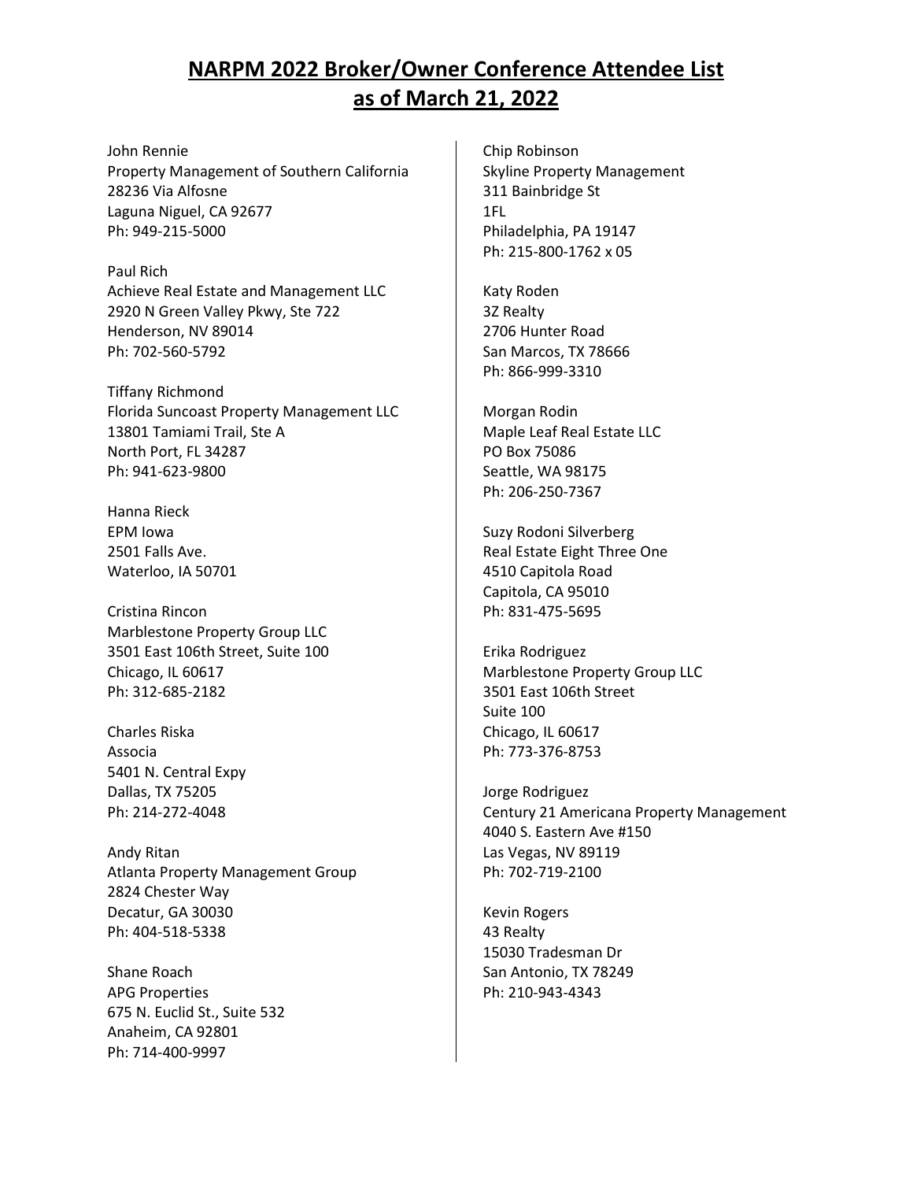# NARPM 2022 Broker/Owner Conference Attendee List as of March 21, 2022

John Rennie
Property Management of Southern California
28236 Via Alfosne
Laguna Niguel, CA 92677
Ph: 949-215-5000

Paul Rich
Achieve Real Estate and Management LLC
2920 N Green Valley Pkwy, Ste 722
Henderson, NV 89014
Ph: 702-560-5792

Tiffany Richmond
Florida Suncoast Property Management LLC
13801 Tamiami Trail, Ste A
North Port, FL 34287
Ph: 941-623-9800

Hanna Rieck
EPM Iowa
2501 Falls Ave.
Waterloo, IA 50701

Cristina Rincon
Marblestone Property Group LLC
3501 East 106th Street, Suite 100
Chicago, IL 60617
Ph: 312-685-2182

Charles Riska
Associa
5401 N. Central Expy
Dallas, TX 75205
Ph: 214-272-4048

Andy Ritan
Atlanta Property Management Group
2824 Chester Way
Decatur, GA 30030
Ph: 404-518-5338

Shane Roach
APG Properties
675 N. Euclid St., Suite 532
Anaheim, CA 92801
Ph: 714-400-9997

Chip Robinson
Skyline Property Management
311 Bainbridge St
1FL
Philadelphia, PA 19147
Ph: 215-800-1762 x 05

Katy Roden
3Z Realty
2706 Hunter Road
San Marcos, TX 78666
Ph: 866-999-3310

Morgan Rodin
Maple Leaf Real Estate LLC
PO Box 75086
Seattle, WA 98175
Ph: 206-250-7367

Suzy Rodoni Silverberg
Real Estate Eight Three One
4510 Capitola Road
Capitola, CA 95010
Ph: 831-475-5695

Erika Rodriguez
Marblestone Property Group LLC
3501 East 106th Street
Suite 100
Chicago, IL 60617
Ph: 773-376-8753

Jorge Rodriguez
Century 21 Americana Property Management
4040 S. Eastern Ave #150
Las Vegas, NV 89119
Ph: 702-719-2100

Kevin Rogers
43 Realty
15030 Tradesman Dr
San Antonio, TX 78249
Ph: 210-943-4343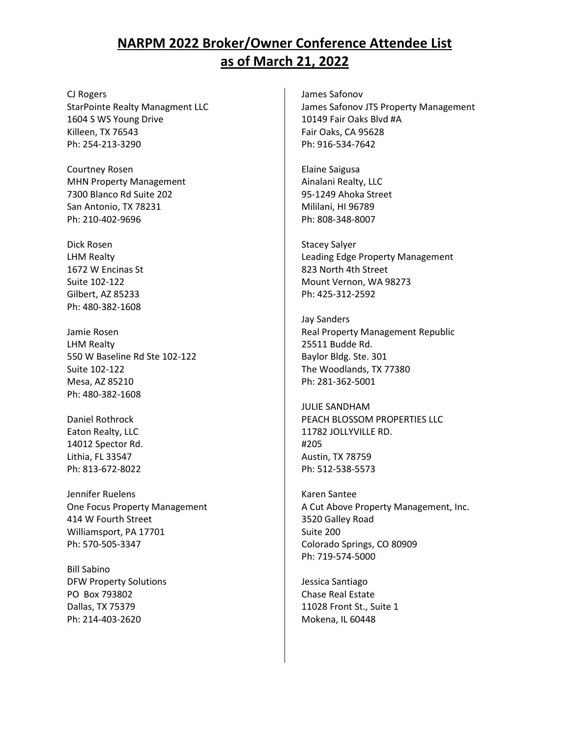# NARPM 2022 Broker/Owner Conference Attendee List as of March 21, 2022

CJ Rogers
StarPointe Realty Managment LLC
1604 S WS Young Drive
Killeen, TX 76543
Ph: 254-213-3290

Courtney Rosen
MHN Property Management
7300 Blanco Rd Suite 202
San Antonio, TX 78231
Ph: 210-402-9696

Dick Rosen
LHM Realty
1672 W Encinas St
Suite 102-122
Gilbert, AZ 85233
Ph: 480-382-1608

Jamie Rosen
LHM Realty
550 W Baseline Rd Ste 102-122
Suite 102-122
Mesa, AZ 85210
Ph: 480-382-1608

Daniel Rothrock
Eaton Realty, LLC
14012 Spector Rd.
Lithia, FL 33547
Ph: 813-672-8022

Jennifer Ruelens
One Focus Property Management
414 W Fourth Street
Williamsport, PA 17701
Ph: 570-505-3347

Bill Sabino
DFW Property Solutions
PO Box 793802
Dallas, TX 75379
Ph: 214-403-2620

James Safonov
James Safonov JTS Property Management
10149 Fair Oaks Blvd #A
Fair Oaks, CA 95628
Ph: 916-534-7642

Elaine Saigusa
Ainalani Realty, LLC
95-1249 Ahoka Street
Mililani, HI 96789
Ph: 808-348-8007

Stacey Salyer
Leading Edge Property Management
823 North 4th Street
Mount Vernon, WA 98273
Ph: 425-312-2592

Jay Sanders
Real Property Management Republic
25511 Budde Rd.
Baylor Bldg. Ste. 301
The Woodlands, TX 77380
Ph: 281-362-5001

JULIE SANDHAM
PEACH BLOSSOM PROPERTIES LLC
11782 JOLLYVILLE RD.
#205
Austin, TX 78759
Ph: 512-538-5573

Karen Santee
A Cut Above Property Management, Inc.
3520 Galley Road
Suite 200
Colorado Springs, CO 80909
Ph: 719-574-5000

Jessica Santiago
Chase Real Estate
11028 Front St., Suite 1
Mokena, IL 60448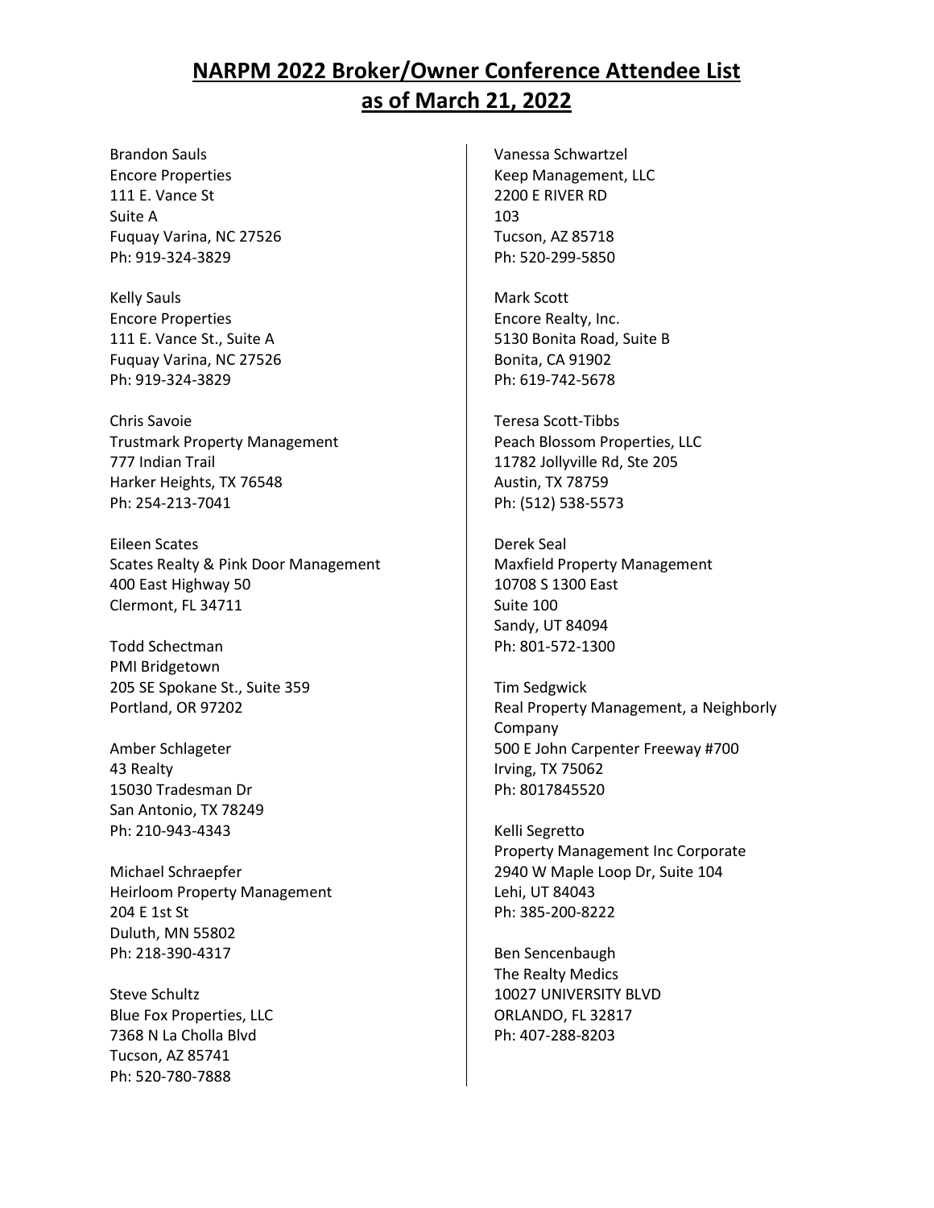# NARPM 2022 Broker/Owner Conference Attendee List as of March 21, 2022

Brandon Sauls
Encore Properties
111 E. Vance St
Suite A
Fuquay Varina, NC 27526
Ph: 919-324-3829

Kelly Sauls
Encore Properties
111 E. Vance St., Suite A
Fuquay Varina, NC 27526
Ph: 919-324-3829

Chris Savoie
Trustmark Property Management
777 Indian Trail
Harker Heights, TX 76548
Ph: 254-213-7041

Eileen Scates
Scates Realty & Pink Door Management
400 East Highway 50
Clermont, FL 34711

Todd Schectman
PMI Bridgetown
205 SE Spokane St., Suite 359
Portland, OR 97202

Amber Schlageter
43 Realty
15030 Tradesman Dr
San Antonio, TX 78249
Ph: 210-943-4343

Michael Schraepfer
Heirloom Property Management
204 E 1st St
Duluth, MN 55802
Ph: 218-390-4317

Steve Schultz
Blue Fox Properties, LLC
7368 N La Cholla Blvd
Tucson, AZ 85741
Ph: 520-780-7888

Vanessa Schwartzel
Keep Management, LLC
2200 E RIVER RD
103
Tucson, AZ 85718
Ph: 520-299-5850

Mark Scott
Encore Realty, Inc.
5130 Bonita Road, Suite B
Bonita, CA 91902
Ph: 619-742-5678

Teresa Scott-Tibbs
Peach Blossom Properties, LLC
11782 Jollyville Rd, Ste 205
Austin, TX 78759
Ph: (512) 538-5573

Derek Seal
Maxfield Property Management
10708 S 1300 East
Suite 100
Sandy, UT 84094
Ph: 801-572-1300

Tim Sedgwick
Real Property Management, a Neighborly Company
500 E John Carpenter Freeway #700
Irving, TX 75062
Ph: 8017845520

Kelli Segretto
Property Management Inc Corporate
2940 W Maple Loop Dr, Suite 104
Lehi, UT 84043
Ph: 385-200-8222

Ben Sencenbaugh
The Realty Medics
10027 UNIVERSITY BLVD
ORLANDO, FL 32817
Ph: 407-288-8203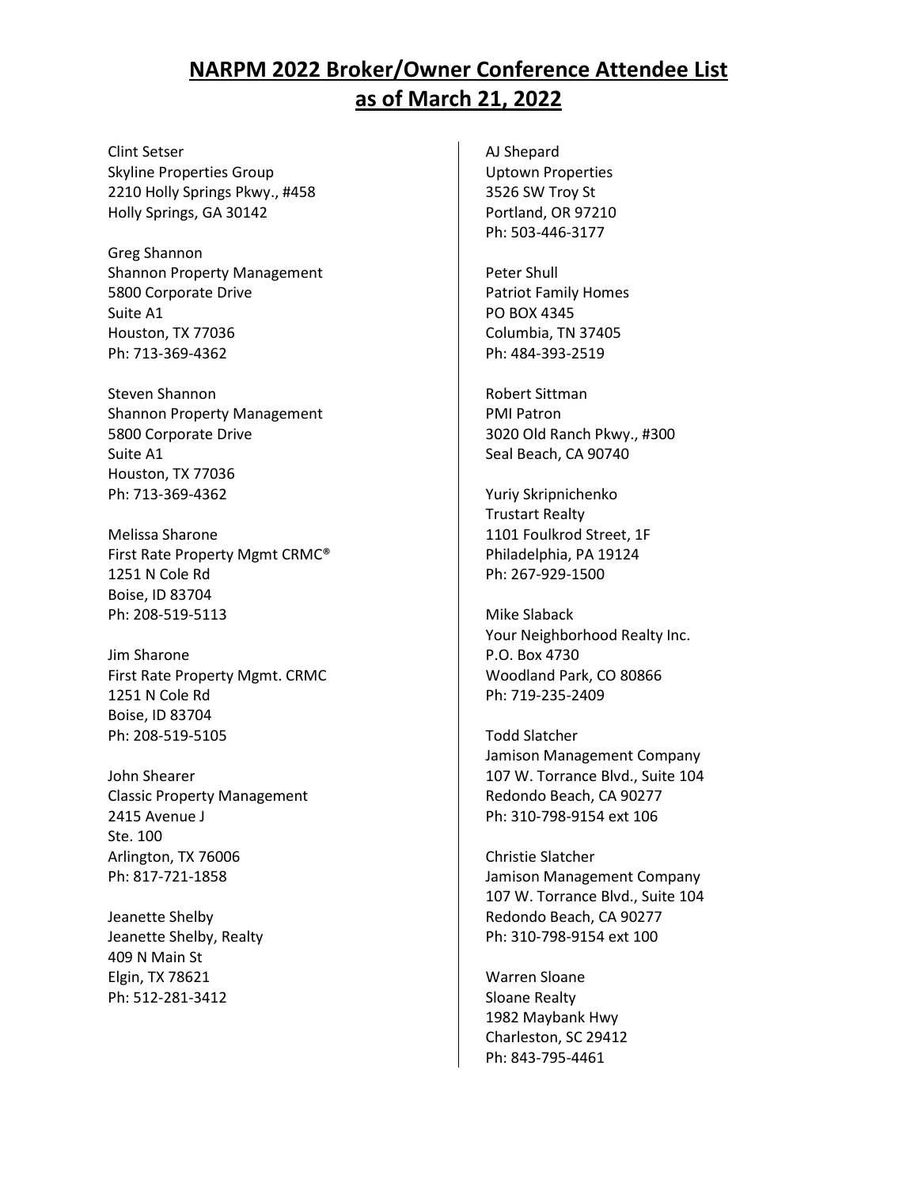# NARPM 2022 Broker/Owner Conference Attendee List as of March 21, 2022

Clint Setser
Skyline Properties Group
2210 Holly Springs Pkwy., #458
Holly Springs, GA 30142

Greg Shannon
Shannon Property Management
5800 Corporate Drive
Suite A1
Houston, TX 77036
Ph: 713-369-4362

Steven Shannon
Shannon Property Management
5800 Corporate Drive
Suite A1
Houston, TX 77036
Ph: 713-369-4362

Melissa Sharone
First Rate Property Mgmt CRMC®
1251 N Cole Rd
Boise, ID 83704
Ph: 208-519-5113

Jim Sharone
First Rate Property Mgmt. CRMC
1251 N Cole Rd
Boise, ID 83704
Ph: 208-519-5105

John Shearer
Classic Property Management
2415 Avenue J
Ste. 100
Arlington, TX 76006
Ph: 817-721-1858

Jeanette Shelby
Jeanette Shelby, Realty
409 N Main St
Elgin, TX 78621
Ph: 512-281-3412

AJ Shepard
Uptown Properties
3526 SW Troy St
Portland, OR 97210
Ph: 503-446-3177

Peter Shull
Patriot Family Homes
PO BOX 4345
Columbia, TN 37405
Ph: 484-393-2519

Robert Sittman
PMI Patron
3020 Old Ranch Pkwy., #300
Seal Beach, CA 90740

Yuriy Skripnichenko
Trustart Realty
1101 Foulkrod Street, 1F
Philadelphia, PA 19124
Ph: 267-929-1500

Mike Slaback
Your Neighborhood Realty Inc.
P.O. Box 4730
Woodland Park, CO 80866
Ph: 719-235-2409

Todd Slatcher
Jamison Management Company
107 W. Torrance Blvd., Suite 104
Redondo Beach, CA 90277
Ph: 310-798-9154 ext 106

Christie Slatcher
Jamison Management Company
107 W. Torrance Blvd., Suite 104
Redondo Beach, CA 90277
Ph: 310-798-9154 ext 100

Warren Sloane
Sloane Realty
1982 Maybank Hwy
Charleston, SC 29412
Ph: 843-795-4461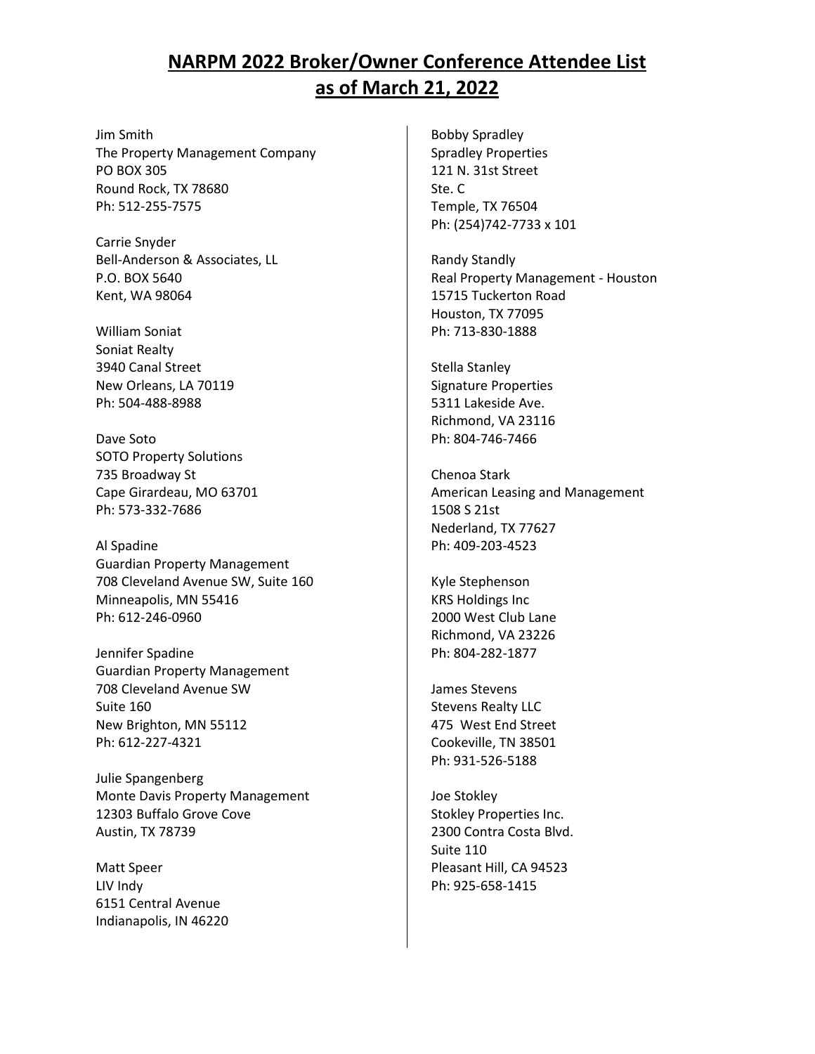# NARPM 2022 Broker/Owner Conference Attendee List as of March 21, 2022

Jim Smith
The Property Management Company
PO BOX 305
Round Rock, TX 78680
Ph: 512-255-7575

Carrie Snyder
Bell-Anderson & Associates, LL
P.O. BOX 5640
Kent, WA 98064

William Soniat
Soniat Realty
3940 Canal Street
New Orleans, LA 70119
Ph: 504-488-8988

Dave Soto
SOTO Property Solutions
735 Broadway St
Cape Girardeau, MO 63701
Ph: 573-332-7686

Al Spadine
Guardian Property Management
708 Cleveland Avenue SW, Suite 160
Minneapolis, MN 55416
Ph: 612-246-0960

Jennifer Spadine
Guardian Property Management
708 Cleveland Avenue SW
Suite 160
New Brighton, MN 55112
Ph: 612-227-4321

Julie Spangenberg
Monte Davis Property Management
12303 Buffalo Grove Cove
Austin, TX 78739

Matt Speer
LIV Indy
6151 Central Avenue
Indianapolis, IN 46220

Bobby Spradley
Spradley Properties
121 N. 31st Street
Ste. C
Temple, TX 76504
Ph: (254)742-7733 x 101

Randy Standly
Real Property Management - Houston
15715 Tuckerton Road
Houston, TX 77095
Ph: 713-830-1888

Stella Stanley
Signature Properties
5311 Lakeside Ave.
Richmond, VA 23116
Ph: 804-746-7466

Chenoa Stark
American Leasing and Management
1508 S 21st
Nederland, TX 77627
Ph: 409-203-4523

Kyle Stephenson
KRS Holdings Inc
2000 West Club Lane
Richmond, VA 23226
Ph: 804-282-1877

James Stevens
Stevens Realty LLC
475 West End Street
Cookeville, TN 38501
Ph: 931-526-5188

Joe Stokley
Stokley Properties Inc.
2300 Contra Costa Blvd.
Suite 110
Pleasant Hill, CA 94523
Ph: 925-658-1415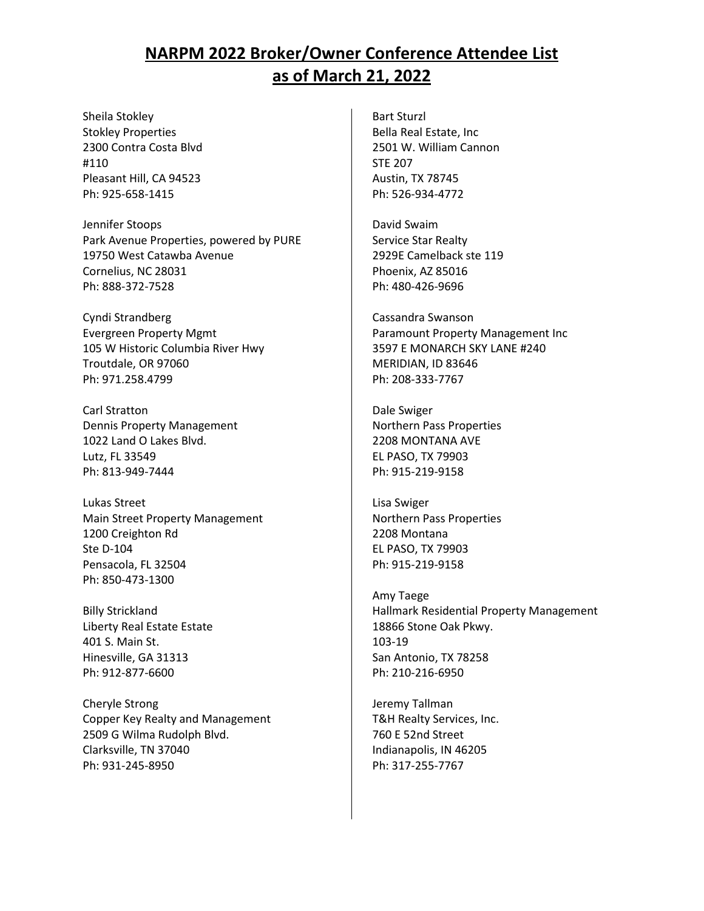# NARPM 2022 Broker/Owner Conference Attendee List as of March 21, 2022

Sheila Stokley
Stokley Properties
2300 Contra Costa Blvd
#110
Pleasant Hill, CA 94523
Ph: 925-658-1415

Jennifer Stoops
Park Avenue Properties, powered by PURE
19750 West Catawba Avenue
Cornelius, NC 28031
Ph: 888-372-7528

Cyndi Strandberg
Evergreen Property Mgmt
105 W Historic Columbia River Hwy
Troutdale, OR 97060
Ph: 971.258.4799

Carl Stratton
Dennis Property Management
1022 Land O Lakes Blvd.
Lutz, FL 33549
Ph: 813-949-7444

Lukas Street
Main Street Property Management
1200 Creighton Rd
Ste D-104
Pensacola, FL 32504
Ph: 850-473-1300

Billy Strickland
Liberty Real Estate Estate
401 S. Main St.
Hinesville, GA 31313
Ph: 912-877-6600

Cheryle Strong
Copper Key Realty and Management
2509 G Wilma Rudolph Blvd.
Clarksville, TN 37040
Ph: 931-245-8950

Bart Sturzl
Bella Real Estate, Inc
2501 W. William Cannon
STE 207
Austin, TX 78745
Ph: 526-934-4772

David Swaim
Service Star Realty
2929E Camelback ste 119
Phoenix, AZ 85016
Ph: 480-426-9696

Cassandra Swanson
Paramount Property Management Inc
3597 E MONARCH SKY LANE #240
MERIDIAN, ID 83646
Ph: 208-333-7767

Dale Swiger
Northern Pass Properties
2208 MONTANA AVE
EL PASO, TX 79903
Ph: 915-219-9158

Lisa Swiger
Northern Pass Properties
2208 Montana
EL PASO, TX 79903
Ph: 915-219-9158

Amy Taege
Hallmark Residential Property Management
18866 Stone Oak Pkwy.
103-19
San Antonio, TX 78258
Ph: 210-216-6950

Jeremy Tallman
T&H Realty Services, Inc.
760 E 52nd Street
Indianapolis, IN 46205
Ph: 317-255-7767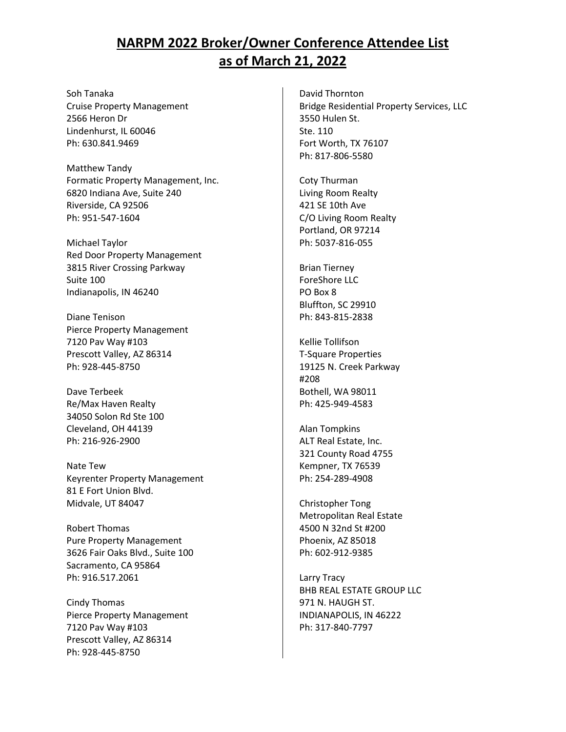# NARPM 2022 Broker/Owner Conference Attendee List as of March 21, 2022

Soh Tanaka
Cruise Property Management
2566 Heron Dr
Lindenhurst, IL 60046
Ph: 630.841.9469

Matthew Tandy
Formatic Property Management, Inc.
6820 Indiana Ave, Suite 240
Riverside, CA 92506
Ph: 951-547-1604

Michael Taylor
Red Door Property Management
3815 River Crossing Parkway
Suite 100
Indianapolis, IN 46240

Diane Tenison
Pierce Property Management
7120 Pav Way #103
Prescott Valley, AZ 86314
Ph: 928-445-8750

Dave Terbeek
Re/Max Haven Realty
34050 Solon Rd Ste 100
Cleveland, OH 44139
Ph: 216-926-2900

Nate Tew
Keyrenter Property Management
81 E Fort Union Blvd.
Midvale, UT 84047

Robert Thomas
Pure Property Management
3626 Fair Oaks Blvd., Suite 100
Sacramento, CA 95864
Ph: 916.517.2061

Cindy Thomas
Pierce Property Management
7120 Pav Way #103
Prescott Valley, AZ 86314
Ph: 928-445-8750

David Thornton
Bridge Residential Property Services, LLC
3550 Hulen St.
Ste. 110
Fort Worth, TX 76107
Ph: 817-806-5580

Coty Thurman
Living Room Realty
421 SE 10th Ave
C/O Living Room Realty
Portland, OR 97214
Ph: 5037-816-055

Brian Tierney
ForeShore LLC
PO Box 8
Bluffton, SC 29910
Ph: 843-815-2838

Kellie Tollifson
T-Square Properties
19125 N. Creek Parkway
#208
Bothell, WA 98011
Ph: 425-949-4583

Alan Tompkins
ALT Real Estate, Inc.
321 County Road 4755
Kempner, TX 76539
Ph: 254-289-4908

Christopher Tong
Metropolitan Real Estate
4500 N 32nd St #200
Phoenix, AZ 85018
Ph: 602-912-9385

Larry Tracy
BHB REAL ESTATE GROUP LLC
971 N. HAUGH ST.
INDIANAPOLIS, IN 46222
Ph: 317-840-7797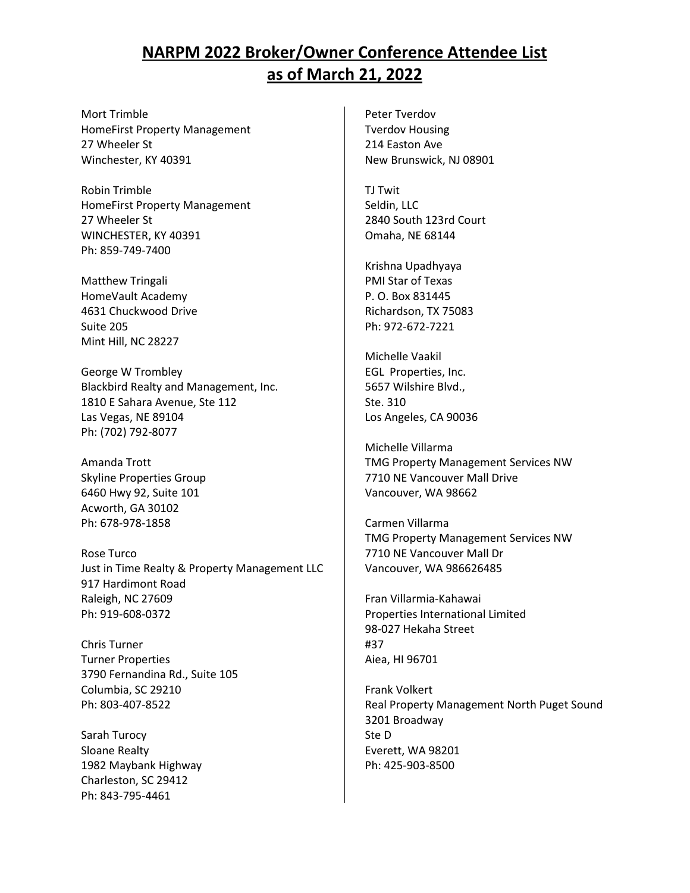# NARPM 2022 Broker/Owner Conference Attendee List as of March 21, 2022

Mort Trimble
HomeFirst Property Management
27 Wheeler St
Winchester, KY 40391

Robin Trimble
HomeFirst Property Management
27 Wheeler St
WINCHESTER, KY 40391
Ph: 859-749-7400

Matthew Tringali
HomeVault Academy
4631 Chuckwood Drive
Suite 205
Mint Hill, NC 28227

George W Trombley
Blackbird Realty and Management, Inc.
1810 E Sahara Avenue, Ste 112
Las Vegas, NE 89104
Ph: (702) 792-8077

Amanda Trott
Skyline Properties Group
6460 Hwy 92, Suite 101
Acworth, GA 30102
Ph: 678-978-1858

Rose Turco
Just in Time Realty & Property Management LLC
917 Hardimont Road
Raleigh, NC 27609
Ph: 919-608-0372

Chris Turner
Turner Properties
3790 Fernandina Rd., Suite 105
Columbia, SC 29210
Ph: 803-407-8522

Sarah Turocy
Sloane Realty
1982 Maybank Highway
Charleston, SC 29412
Ph: 843-795-4461

Peter Tverdov
Tverdov Housing
214 Easton Ave
New Brunswick, NJ 08901

TJ Twit
Seldin, LLC
2840 South 123rd Court
Omaha, NE 68144

Krishna Upadhyaya
PMI Star of Texas
P. O. Box 831445
Richardson, TX 75083
Ph: 972-672-7221

Michelle Vaakil
EGL Properties, Inc.
5657 Wilshire Blvd.,
Ste. 310
Los Angeles, CA 90036

Michelle Villarma
TMG Property Management Services NW
7710 NE Vancouver Mall Drive
Vancouver, WA 98662

Carmen Villarma
TMG Property Management Services NW
7710 NE Vancouver Mall Dr
Vancouver, WA 986626485

Fran Villarmia-Kahawai
Properties International Limited
98-027 Hekaha Street
#37
Aiea, HI 96701

Frank Volkert
Real Property Management North Puget Sound
3201 Broadway
Ste D
Everett, WA 98201
Ph: 425-903-8500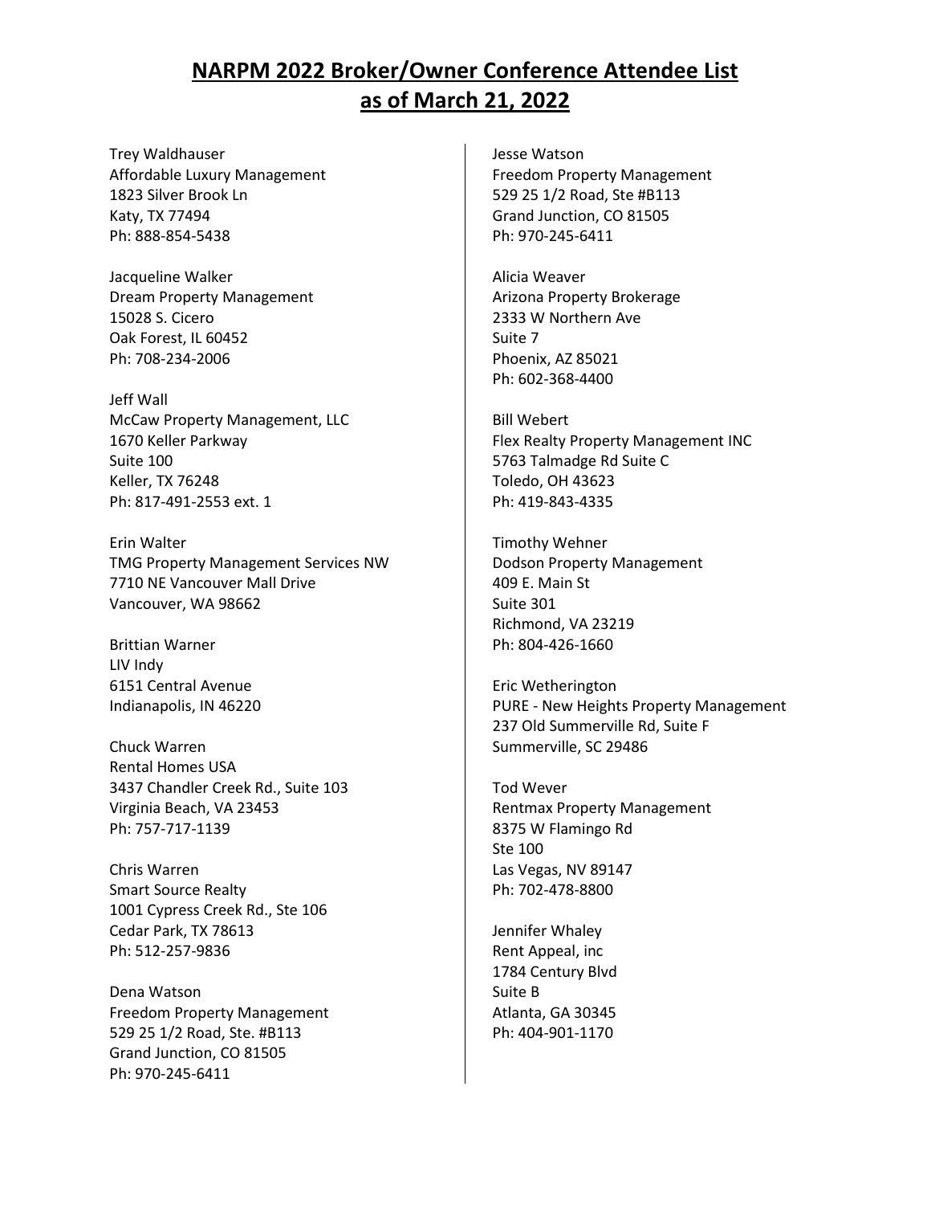# NARPM 2022 Broker/Owner Conference Attendee List as of March 21, 2022

Trey Waldhauser
Affordable Luxury Management
1823 Silver Brook Ln
Katy, TX 77494
Ph: 888-854-5438

Jacqueline Walker
Dream Property Management
15028 S. Cicero
Oak Forest, IL 60452
Ph: 708-234-2006

Jeff Wall
McCaw Property Management, LLC
1670 Keller Parkway
Suite 100
Keller, TX 76248
Ph: 817-491-2553 ext. 1

Erin Walter
TMG Property Management Services NW
7710 NE Vancouver Mall Drive
Vancouver, WA 98662

Brittian Warner
LIV Indy
6151 Central Avenue
Indianapolis, IN 46220

Chuck Warren
Rental Homes USA
3437 Chandler Creek Rd., Suite 103
Virginia Beach, VA 23453
Ph: 757-717-1139

Chris Warren
Smart Source Realty
1001 Cypress Creek Rd., Ste 106
Cedar Park, TX 78613
Ph: 512-257-9836

Dena Watson
Freedom Property Management
529 25 1/2 Road, Ste. #B113
Grand Junction, CO 81505
Ph: 970-245-6411

Jesse Watson
Freedom Property Management
529 25 1/2 Road, Ste #B113
Grand Junction, CO 81505
Ph: 970-245-6411

Alicia Weaver
Arizona Property Brokerage
2333 W Northern Ave
Suite 7
Phoenix, AZ 85021
Ph: 602-368-4400

Bill Webert
Flex Realty Property Management INC
5763 Talmadge Rd Suite C
Toledo, OH 43623
Ph: 419-843-4335

Timothy Wehner
Dodson Property Management
409 E. Main St
Suite 301
Richmond, VA 23219
Ph: 804-426-1660

Eric Wetherington
PURE - New Heights Property Management
237 Old Summerville Rd, Suite F
Summerville, SC 29486

Tod Wever
Rentmax Property Management
8375 W Flamingo Rd
Ste 100
Las Vegas, NV 89147
Ph: 702-478-8800

Jennifer Whaley
Rent Appeal, inc
1784 Century Blvd
Suite B
Atlanta, GA 30345
Ph: 404-901-1170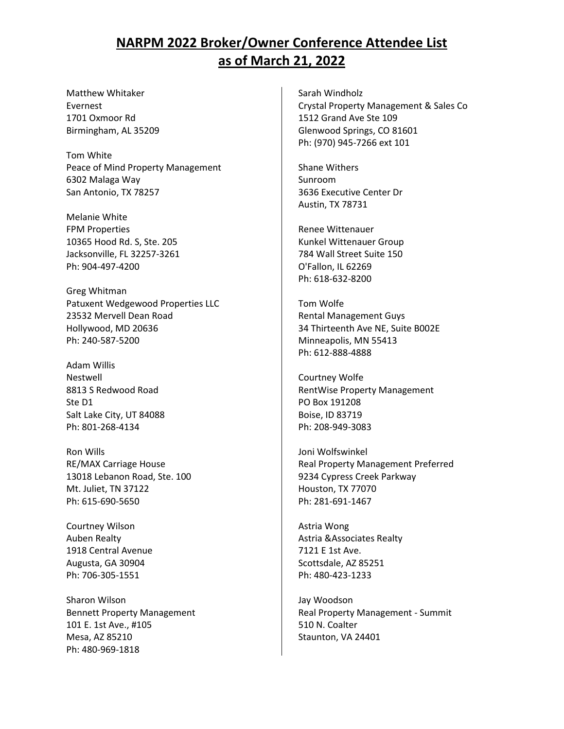# NARPM 2022 Broker/Owner Conference Attendee List as of March 21, 2022

Matthew Whitaker
Evernest
1701 Oxmoor Rd
Birmingham, AL 35209

Tom White
Peace of Mind Property Management
6302 Malaga Way
San Antonio, TX 78257

Melanie White
FPM Properties
10365 Hood Rd. S, Ste. 205
Jacksonville, FL 32257-3261
Ph: 904-497-4200

Greg Whitman
Patuxent Wedgewood Properties LLC
23532 Mervell Dean Road
Hollywood, MD 20636
Ph: 240-587-5200

Adam Willis
Nestwell
8813 S Redwood Road
Ste D1
Salt Lake City, UT 84088
Ph: 801-268-4134

Ron Wills
RE/MAX Carriage House
13018 Lebanon Road, Ste. 100
Mt. Juliet, TN 37122
Ph: 615-690-5650

Courtney Wilson
Auben Realty
1918 Central Avenue
Augusta, GA 30904
Ph: 706-305-1551

Sharon Wilson
Bennett Property Management
101 E. 1st Ave., #105
Mesa, AZ 85210
Ph: 480-969-1818

Sarah Windholz
Crystal Property Management & Sales Co
1512 Grand Ave Ste 109
Glenwood Springs, CO 81601
Ph: (970) 945-7266 ext 101

Shane Withers
Sunroom
3636 Executive Center Dr
Austin, TX 78731

Renee Wittenauer
Kunkel Wittenauer Group
784 Wall Street Suite 150
O'Fallon, IL 62269
Ph: 618-632-8200

Tom Wolfe
Rental Management Guys
34 Thirteenth Ave NE, Suite B002E
Minneapolis, MN 55413
Ph: 612-888-4888

Courtney Wolfe
RentWise Property Management
PO Box 191208
Boise, ID 83719
Ph: 208-949-3083

Joni Wolfswinkel
Real Property Management Preferred
9234 Cypress Creek Parkway
Houston, TX 77070
Ph: 281-691-1467

Astria Wong
Astria &Associates Realty
7121 E 1st Ave.
Scottsdale, AZ 85251
Ph: 480-423-1233

Jay Woodson
Real Property Management - Summit
510 N. Coalter
Staunton, VA 24401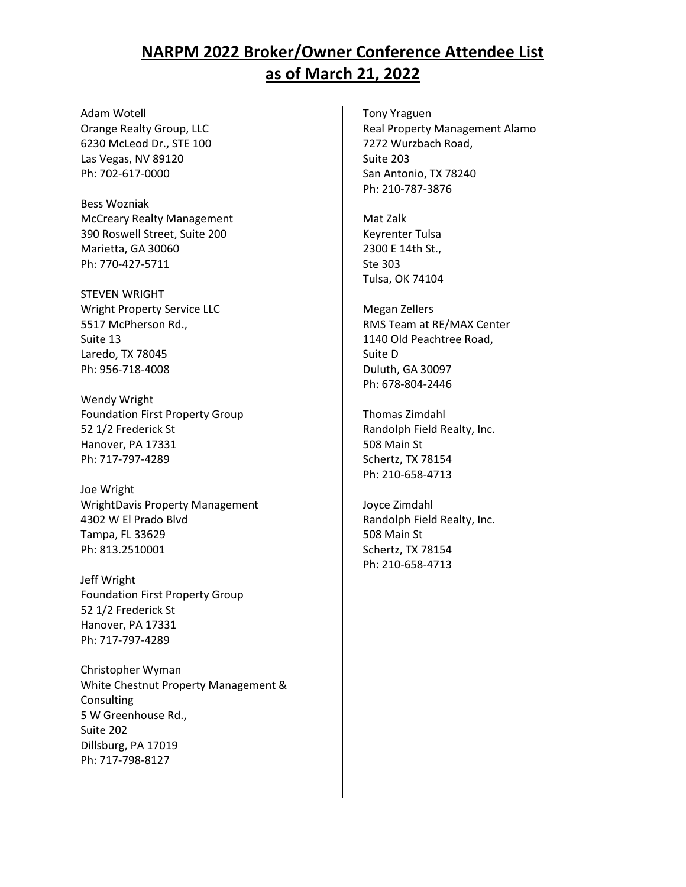# NARPM 2022 Broker/Owner Conference Attendee List as of March 21, 2022

Adam Wotell
Orange Realty Group, LLC
6230 McLeod Dr., STE 100
Las Vegas, NV 89120
Ph: 702-617-0000

Bess Wozniak
McCreary Realty Management
390 Roswell Street, Suite 200
Marietta, GA 30060
Ph: 770-427-5711

STEVEN WRIGHT
Wright Property Service LLC
5517 McPherson Rd.,
Suite 13
Laredo, TX 78045
Ph: 956-718-4008

Wendy Wright
Foundation First Property Group
52 1/2 Frederick St
Hanover, PA 17331
Ph: 717-797-4289

Joe Wright
WrightDavis Property Management
4302 W El Prado Blvd
Tampa, FL 33629
Ph: 813.2510001

Jeff Wright
Foundation First Property Group
52 1/2 Frederick St
Hanover, PA 17331
Ph: 717-797-4289

Christopher Wyman
White Chestnut Property Management & Consulting
5 W Greenhouse Rd.,
Suite 202
Dillsburg, PA 17019
Ph: 717-798-8127

Tony Yraguen
Real Property Management Alamo
7272 Wurzbach Road,
Suite 203
San Antonio, TX 78240
Ph: 210-787-3876

Mat Zalk
Keyrenter Tulsa
2300 E 14th St.,
Ste 303
Tulsa, OK 74104

Megan Zellers
RMS Team at RE/MAX Center
1140 Old Peachtree Road,
Suite D
Duluth, GA 30097
Ph: 678-804-2446

Thomas Zimdahl
Randolph Field Realty, Inc.
508 Main St
Schertz, TX 78154
Ph: 210-658-4713

Joyce Zimdahl
Randolph Field Realty, Inc.
508 Main St
Schertz, TX 78154
Ph: 210-658-4713